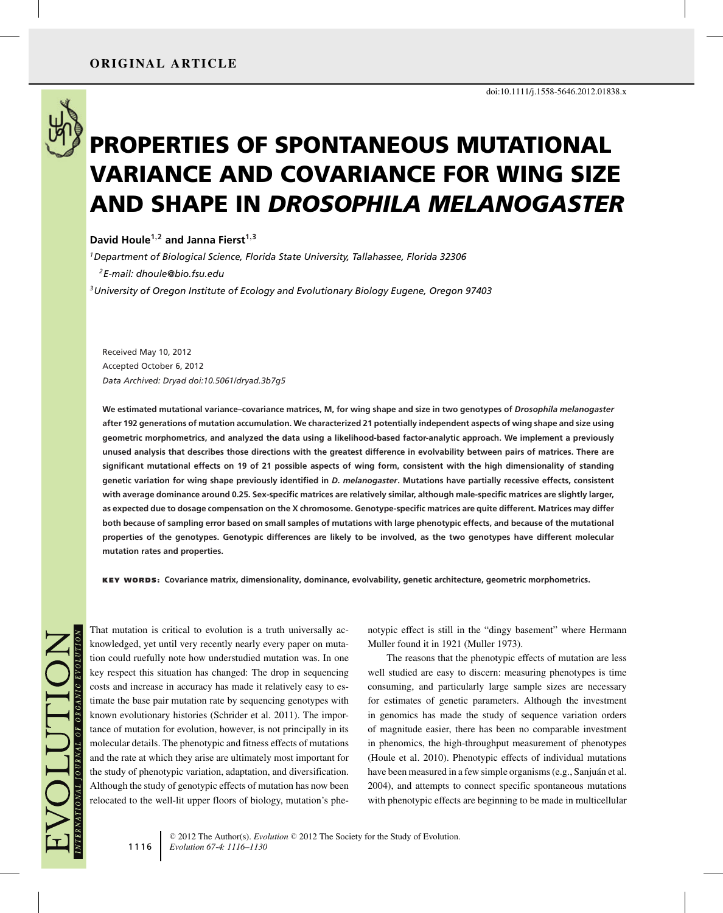ORIGINAL ARTICLE

doi:10.1111/j.1558-5646.2012.01838.x

# PROPERTIES OF SPONTANEOUS MUTATIONAL VARIANCE AND COVARIANCE FOR WING SIZE AND SHAPE IN *DROSOPHILA MELANOGASTER*

**David Houle[1,2] and Janna Fierst[1,3]**

[1] *Department of Biological Science, Florida State University, Tallahassee, Florida 32306*

[2] *E-mail: dhoule@bio.fsu.edu*

[3] *University of Oregon Institute of Ecology and Evolutionary Biology Eugene, Oregon 97403*

Received May 10, 2012
Accepted October 6, 2012
*Data Archived: Dryad doi:10.5061/dryad.3b7g5*

**We estimated mutational variance–covariance matrices, M, for wing shape and size in two genotypes of *Drosophila melanogaster* after 192 generations of mutation accumulation. We characterized 21 potentially independent aspects of wing shape and size using geometric morphometrics, and analyzed the data using a likelihood-based factor-analytic approach. We implement a previously unused analysis that describes those directions with the greatest difference in evolvability between pairs of matrices. There are significant mutational effects on 19 of 21 possible aspects of wing form, consistent with the high dimensionality of standing genetic variation for wing shape previously identified in *D. melanogaster*. Mutations have partially recessive effects, consistent with average dominance around 0.25. Sex-specific matrices are relatively similar, although male-specific matrices are slightly larger, as expected due to dosage compensation on the X chromosome. Genotype-specific matrices are quite different. Matrices may differ both because of sampling error based on small samples of mutations with large phenotypic effects, and because of the mutational properties of the genotypes. Genotypic differences are likely to be involved, as the two genotypes have different molecular mutation rates and properties.**

**KEY WORDS:** Covariance matrix, dimensionality, dominance, evolvability, genetic architecture, geometric morphometrics.

That mutation is critical to evolution is a truth universally acknowledged, yet until very recently nearly every paper on mutation could ruefully note how understudied mutation was. In one key respect this situation has changed: The drop in sequencing costs and increase in accuracy has made it relatively easy to estimate the base pair mutation rate by sequencing genotypes with known evolutionary histories (Schrider et al. 2011). The importance of mutation for evolution, however, is not principally in its molecular details. The phenotypic and fitness effects of mutations and the rate at which they arise are ultimately most important for the study of phenotypic variation, adaptation, and diversification. Although the study of genotypic effects of mutation has now been relocated to the well-lit upper floors of biology, mutation's phenotypic effect is still in the "dingy basement" where Hermann Muller found it in 1921 (Muller 1973).

The reasons that the phenotypic effects of mutation are less well studied are easy to discern: measuring phenotypes is time consuming, and particularly large sample sizes are necessary for estimates of genetic parameters. Although the investment in genomics has made the study of sequence variation orders of magnitude easier, there has been no comparable investment in phenomics, the high-throughput measurement of phenotypes (Houle et al. 2010). Phenotypic effects of individual mutations have been measured in a few simple organisms (e.g., Sanjuán et al. 2004), and attempts to connect specific spontaneous mutations with phenotypic effects are beginning to be made in multicellular

© 2012 The Author(s). *Evolution* © 2012 The Society for the Study of Evolution.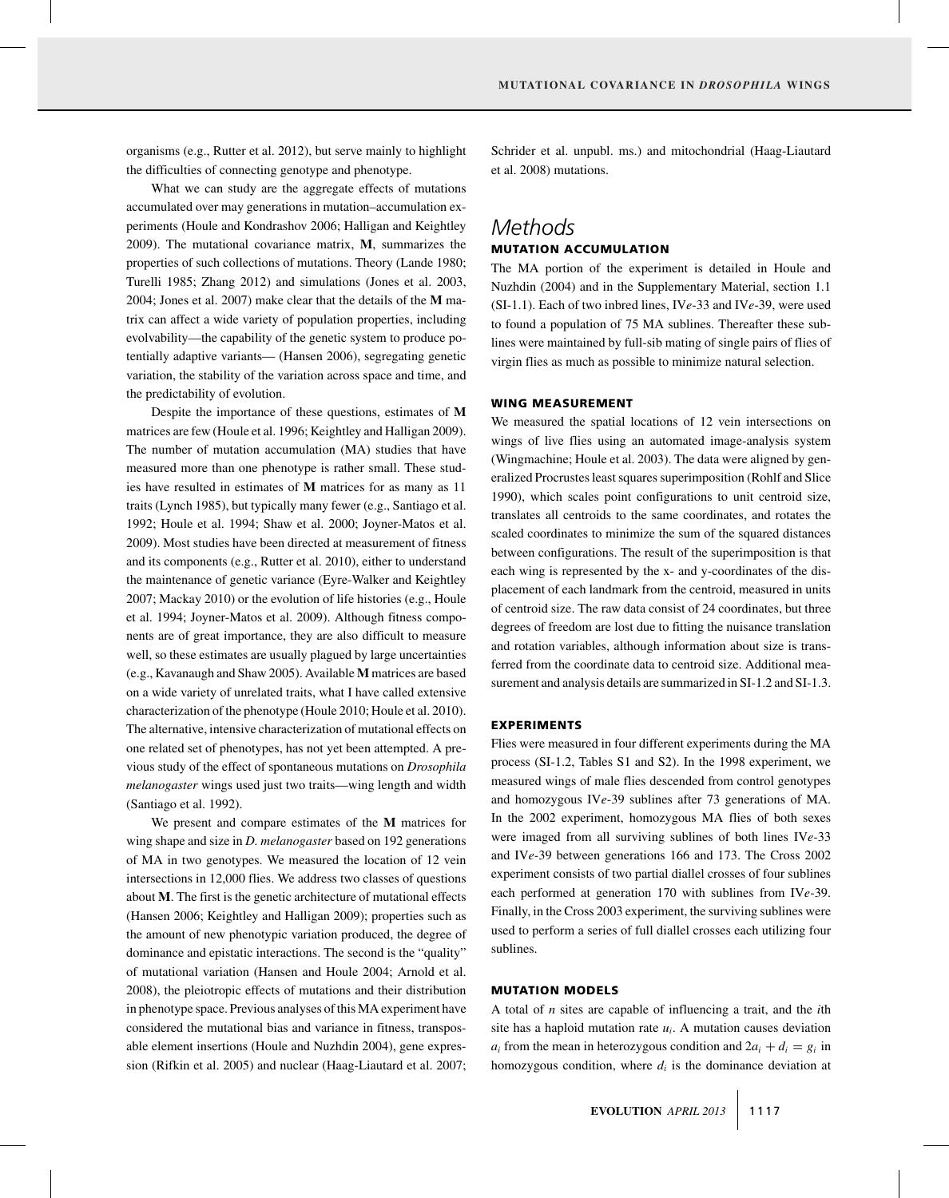organisms (e.g., Rutter et al. 2012), but serve mainly to highlight the difficulties of connecting genotype and phenotype.

What we can study are the aggregate effects of mutations accumulated over may generations in mutation–accumulation experiments (Houle and Kondrashov 2006; Halligan and Keightley 2009). The mutational covariance matrix, **M**, summarizes the properties of such collections of mutations. Theory (Lande 1980; Turelli 1985; Zhang 2012) and simulations (Jones et al. 2003, 2004; Jones et al. 2007) make clear that the details of the **M** matrix can affect a wide variety of population properties, including evolvability—the capability of the genetic system to produce potentially adaptive variants— (Hansen 2006), segregating genetic variation, the stability of the variation across space and time, and the predictability of evolution.

Despite the importance of these questions, estimates of **M** matrices are few (Houle et al. 1996; Keightley and Halligan 2009). The number of mutation accumulation (MA) studies that have measured more than one phenotype is rather small. These studies have resulted in estimates of **M** matrices for as many as 11 traits (Lynch 1985), but typically many fewer (e.g., Santiago et al. 1992; Houle et al. 1994; Shaw et al. 2000; Joyner-Matos et al. 2009). Most studies have been directed at measurement of fitness and its components (e.g., Rutter et al. 2010), either to understand the maintenance of genetic variance (Eyre-Walker and Keightley 2007; Mackay 2010) or the evolution of life histories (e.g., Houle et al. 1994; Joyner-Matos et al. 2009). Although fitness components are of great importance, they are also difficult to measure well, so these estimates are usually plagued by large uncertainties (e.g., Kavanaugh and Shaw 2005). Available **M** matrices are based on a wide variety of unrelated traits, what I have called extensive characterization of the phenotype (Houle 2010; Houle et al. 2010). The alternative, intensive characterization of mutational effects on one related set of phenotypes, has not yet been attempted. A previous study of the effect of spontaneous mutations on *Drosophila melanogaster* wings used just two traits—wing length and width (Santiago et al. 1992).

We present and compare estimates of the **M** matrices for wing shape and size in *D. melanogaster* based on 192 generations of MA in two genotypes. We measured the location of 12 vein intersections in 12,000 flies. We address two classes of questions about **M**. The first is the genetic architecture of mutational effects (Hansen 2006; Keightley and Halligan 2009); properties such as the amount of new phenotypic variation produced, the degree of dominance and epistatic interactions. The second is the "quality" of mutational variation (Hansen and Houle 2004; Arnold et al. 2008), the pleiotropic effects of mutations and their distribution in phenotype space. Previous analyses of this MA experiment have considered the mutational bias and variance in fitness, transposable element insertions (Houle and Nuzhdin 2004), gene expression (Rifkin et al. 2005) and nuclear (Haag-Liautard et al. 2007; Schrider et al. unpubl. ms.) and mitochondrial (Haag-Liautard et al. 2008) mutations.

# *Methods*

## MUTATION ACCUMULATION

The MA portion of the experiment is detailed in Houle and Nuzhdin (2004) and in the Supplementary Material, section 1.1 (SI-1.1). Each of two inbred lines, IV*e*-33 and IV*e*-39, were used to found a population of 75 MA sublines. Thereafter these sublines were maintained by full-sib mating of single pairs of flies of virgin flies as much as possible to minimize natural selection.

## WING MEASUREMENT

We measured the spatial locations of 12 vein intersections on wings of live flies using an automated image-analysis system (Wingmachine; Houle et al. 2003). The data were aligned by generalized Procrustes least squares superimposition (Rohlf and Slice 1990), which scales point configurations to unit centroid size, translates all centroids to the same coordinates, and rotates the scaled coordinates to minimize the sum of the squared distances between configurations. The result of the superimposition is that each wing is represented by the x- and y-coordinates of the displacement of each landmark from the centroid, measured in units of centroid size. The raw data consist of 24 coordinates, but three degrees of freedom are lost due to fitting the nuisance translation and rotation variables, although information about size is transferred from the coordinate data to centroid size. Additional measurement and analysis details are summarized in SI-1.2 and SI-1.3.

## EXPERIMENTS

Flies were measured in four different experiments during the MA process (SI-1.2, Tables S1 and S2). In the 1998 experiment, we measured wings of male flies descended from control genotypes and homozygous IV*e*-39 sublines after 73 generations of MA. In the 2002 experiment, homozygous MA flies of both sexes were imaged from all surviving sublines of both lines IV*e*-33 and IV*e*-39 between generations 166 and 173. The Cross 2002 experiment consists of two partial diallel crosses of four sublines each performed at generation 170 with sublines from IV*e*-39. Finally, in the Cross 2003 experiment, the surviving sublines were used to perform a series of full diallel crosses each utilizing four sublines.

## MUTATION MODELS

A total of $n$ sites are capable of influencing a trait, and the $i$th site has a haploid mutation rate $u_i$. A mutation causes deviation $a_i$ from the mean in heterozygous condition and $2a_i + d_i = g_i$ in homozygous condition, where $d_i$ is the dominance deviation at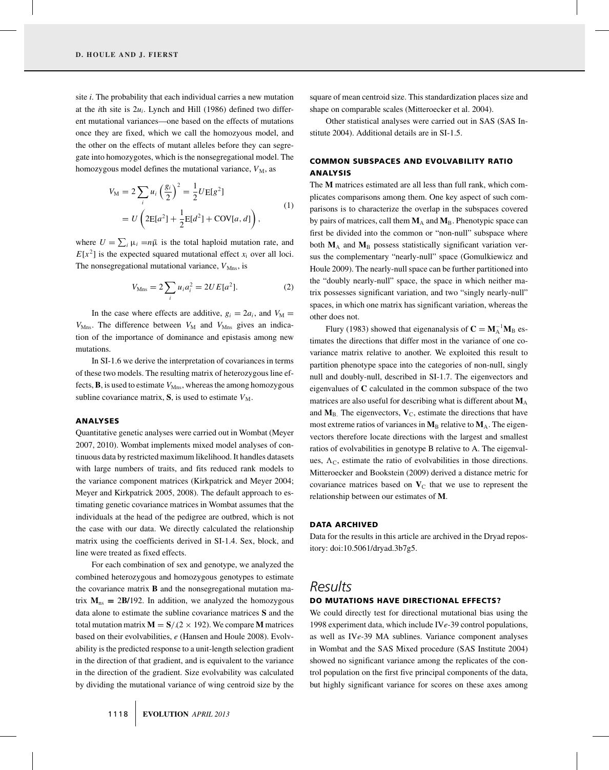site $i$. The probability that each individual carries a new mutation at the $i$th site is $2u_i$. Lynch and Hill (1986) defined two different mutational variances—one based on the effects of mutations once they are fixed, which we call the homozyous model, and the other on the effects of mutant alleles before they can segregate into homozygotes, which is the nonsegregational model. The homozygous model defines the mutational variance, $V_{\mathrm{M}}$, as

$$V_{\mathrm{M}} = 2\sum_i u_i \left(\frac{g_i}{2}\right)^2 = \frac{1}{2}U\mathrm{E}[g^2] = U\left(2\mathrm{E}[a^2] + \frac{1}{2}\mathrm{E}[d^2] + \mathrm{COV}[a,d]\right), \quad (1)$$

where $U = \sum_i \mu_i = n\bar{\mu}$ is the total haploid mutation rate, and $E[x^2]$ is the expected squared mutational effect $x_i$ over all loci. The nonsegregational mutational variance, $V_{\mathrm{Mns}}$, is

$$V_{\mathrm{Mns}} = 2\sum_i u_i a_i^2 = 2UE[a^2]. \quad (2)$$

In the case where effects are additive, $g_i = 2a_i$, and $V_{\mathrm{M}} = V_{\mathrm{Mns}}$. The difference between $V_{\mathrm{M}}$ and $V_{\mathrm{Mns}}$ gives an indication of the importance of dominance and epistasis among new mutations.

In SI-1.6 we derive the interpretation of covariances in terms of these two models. The resulting matrix of heterozygous line effects, **B**, is used to estimate $V_{\mathrm{Mns}}$, whereas the among homozygous subline covariance matrix, **S**, is used to estimate $V_{\mathrm{M}}$.

### ANALYSES

Quantitative genetic analyses were carried out in Wombat (Meyer 2007, 2010). Wombat implements mixed model analyses of continuous data by restricted maximum likelihood. It handles datasets with large numbers of traits, and fits reduced rank models to the variance component matrices (Kirkpatrick and Meyer 2004; Meyer and Kirkpatrick 2005, 2008). The default approach to estimating genetic covariance matrices in Wombat assumes that the individuals at the head of the pedigree are outbred, which is not the case with our data. We directly calculated the relationship matrix using the coefficients derived in SI-1.4. Sex, block, and line were treated as fixed effects.

For each combination of sex and genotype, we analyzed the combined heterozygous and homozygous genotypes to estimate the covariance matrix **B** and the nonsegregational mutation matrix $\mathbf{M}_{\mathrm{ns}} = 2\mathbf{B}/192$. In addition, we analyzed the homozygous data alone to estimate the subline covariance matrices **S** and the total mutation matrix $\mathbf{M} = \mathbf{S}/(2 \times 192)$. We compare **M** matrices based on their evolvabilities, $e$ (Hansen and Houle 2008). Evolvability is the predicted response to a unit-length selection gradient in the direction of that gradient, and is equivalent to the variance in the direction of the gradient. Size evolvability was calculated by dividing the mutational variance of wing centroid size by the square of mean centroid size. This standardization places size and shape on comparable scales (Mitteroecker et al. 2004).

Other statistical analyses were carried out in SAS (SAS Institute 2004). Additional details are in SI-1.5.

### COMMON SUBSPACES AND EVOLVABILITY RATIO ANALYSIS

The **M** matrices estimated are all less than full rank, which complicates comparisons among them. One key aspect of such comparisons is to characterize the overlap in the subspaces covered by pairs of matrices, call them $\mathbf{M}_{\mathrm{A}}$ and $\mathbf{M}_{\mathrm{B}}$. Phenotypic space can first be divided into the common or "non-null" subspace where both $\mathbf{M}_{\mathrm{A}}$ and $\mathbf{M}_{\mathrm{B}}$ possess statistically significant variation versus the complementary "nearly-null" space (Gomulkiewicz and Houle 2009). The nearly-null space can be further partitioned into the "doubly nearly-null" space, the space in which neither matrix possesses significant variation, and two "singly nearly-null" spaces, in which one matrix has significant variation, whereas the other does not.

Flury (1983) showed that eigenanalysis of $\mathbf{C} = \mathbf{M}_{\mathrm{A}}^{-1}\mathbf{M}_{\mathrm{B}}$ estimates the directions that differ most in the variance of one covariance matrix relative to another. We exploited this result to partition phenotype space into the categories of non-null, singly null and doubly-null, described in SI-1.7. The eigenvectors and eigenvalues of **C** calculated in the common subspace of the two matrices are also useful for describing what is different about $\mathbf{M}_{\mathrm{A}}$ and $\mathbf{M}_{\mathrm{B}}$. The eigenvectors, $\mathbf{V}_{\mathrm{C}}$, estimate the directions that have most extreme ratios of variances in $\mathbf{M}_{\mathrm{B}}$ relative to $\mathbf{M}_{\mathrm{A}}$. The eigenvectors therefore locate directions with the largest and smallest ratios of evolvabilities in genotype B relative to A. The eigenvalues, $\Lambda_{\mathrm{C}}$, estimate the ratio of evolvabilities in those directions. Mitteroecker and Bookstein (2009) derived a distance metric for covariance matrices based on $\mathbf{V}_{\mathrm{C}}$ that we use to represent the relationship between our estimates of **M**.

### DATA ARCHIVED

Data for the results in this article are archived in the Dryad repository: doi:10.5061/dryad.3b7g5.

## Results

### DO MUTATIONS HAVE DIRECTIONAL EFFECTS?

We could directly test for directional mutational bias using the 1998 experiment data, which include IV*e*-39 control populations, as well as IV*e*-39 MA sublines. Variance component analyses in Wombat and the SAS Mixed procedure (SAS Institute 2004) showed no significant variance among the replicates of the control population on the first five principal components of the data, but highly significant variance for scores on these axes among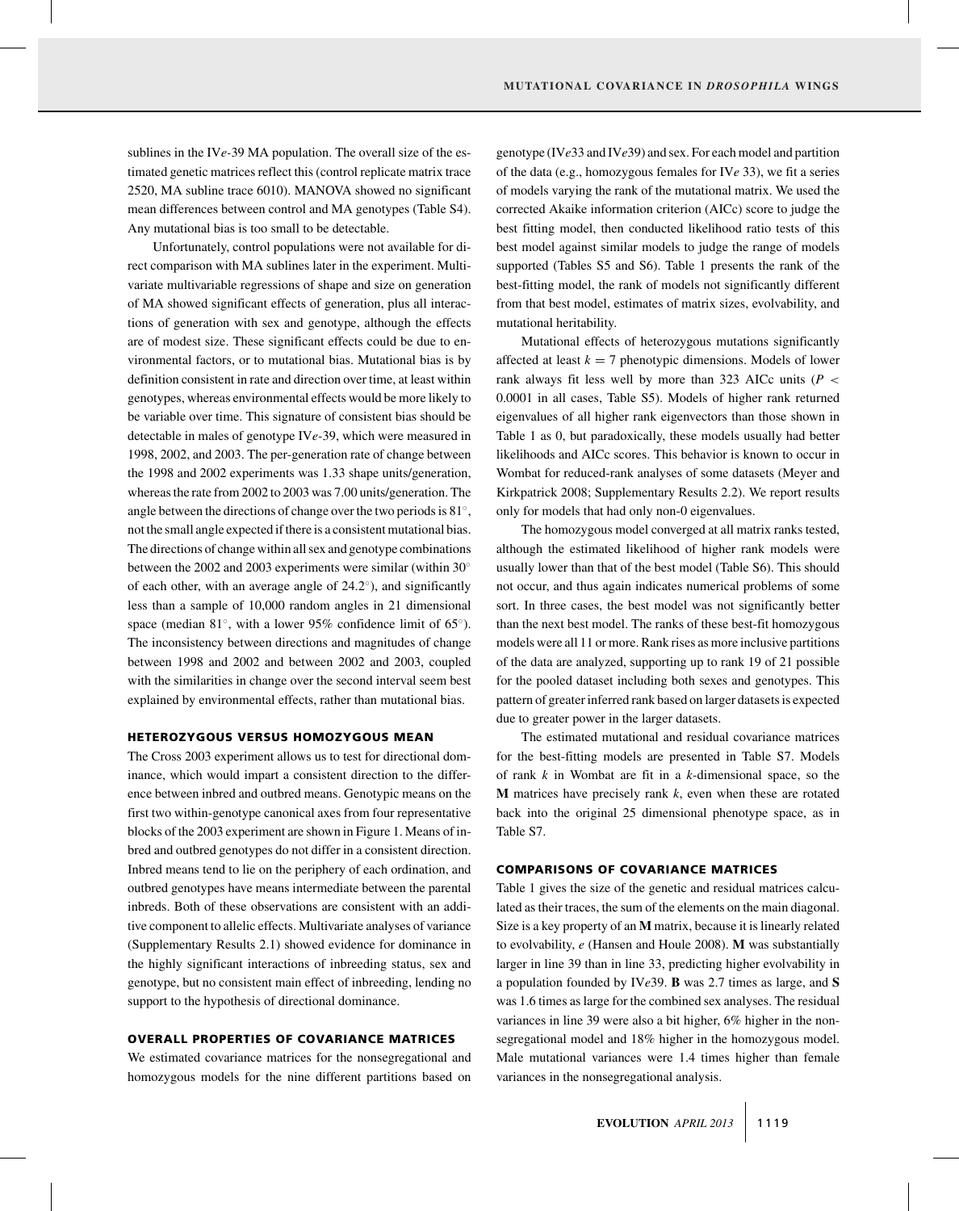sublines in the IV*e*-39 MA population. The overall size of the estimated genetic matrices reflect this (control replicate matrix trace 2520, MA subline trace 6010). MANOVA showed no significant mean differences between control and MA genotypes (Table S4). Any mutational bias is too small to be detectable.

Unfortunately, control populations were not available for direct comparison with MA sublines later in the experiment. Multivariate multivariable regressions of shape and size on generation of MA showed significant effects of generation, plus all interactions of generation with sex and genotype, although the effects are of modest size. These significant effects could be due to environmental factors, or to mutational bias. Mutational bias is by definition consistent in rate and direction over time, at least within genotypes, whereas environmental effects would be more likely to be variable over time. This signature of consistent bias should be detectable in males of genotype IV*e*-39, which were measured in 1998, 2002, and 2003. The per-generation rate of change between the 1998 and 2002 experiments was 1.33 shape units/generation, whereas the rate from 2002 to 2003 was 7.00 units/generation. The angle between the directions of change over the two periods is 81°, not the small angle expected if there is a consistent mutational bias. The directions of change within all sex and genotype combinations between the 2002 and 2003 experiments were similar (within 30° of each other, with an average angle of 24.2°), and significantly less than a sample of 10,000 random angles in 21 dimensional space (median 81°, with a lower 95% confidence limit of 65°). The inconsistency between directions and magnitudes of change between 1998 and 2002 and between 2002 and 2003, coupled with the similarities in change over the second interval seem best explained by environmental effects, rather than mutational bias.

### HETEROZYGOUS VERSUS HOMOZYGOUS MEAN

The Cross 2003 experiment allows us to test for directional dominance, which would impart a consistent direction to the difference between inbred and outbred means. Genotypic means on the first two within-genotype canonical axes from four representative blocks of the 2003 experiment are shown in Figure 1. Means of inbred and outbred genotypes do not differ in a consistent direction. Inbred means tend to lie on the periphery of each ordination, and outbred genotypes have means intermediate between the parental inbreds. Both of these observations are consistent with an additive component to allelic effects. Multivariate analyses of variance (Supplementary Results 2.1) showed evidence for dominance in the highly significant interactions of inbreeding status, sex and genotype, but no consistent main effect of inbreeding, lending no support to the hypothesis of directional dominance.

### OVERALL PROPERTIES OF COVARIANCE MATRICES

We estimated covariance matrices for the nonsegregational and homozygous models for the nine different partitions based on genotype (IV*e*33 and IV*e*39) and sex. For each model and partition of the data (e.g., homozygous females for IV*e* 33), we fit a series of models varying the rank of the mutational matrix. We used the corrected Akaike information criterion (AICc) score to judge the best fitting model, then conducted likelihood ratio tests of this best model against similar models to judge the range of models supported (Tables S5 and S6). Table 1 presents the rank of the best-fitting model, the rank of models not significantly different from that best model, estimates of matrix sizes, evolvability, and mutational heritability.

Mutational effects of heterozygous mutations significantly affected at least $k = 7$ phenotypic dimensions. Models of lower rank always fit less well by more than 323 AICc units ($P < 0.0001$ in all cases, Table S5). Models of higher rank returned eigenvalues of all higher rank eigenvectors than those shown in Table 1 as 0, but paradoxically, these models usually had better likelihoods and AICc scores. This behavior is known to occur in Wombat for reduced-rank analyses of some datasets (Meyer and Kirkpatrick 2008; Supplementary Results 2.2). We report results only for models that had only non-0 eigenvalues.

The homozygous model converged at all matrix ranks tested, although the estimated likelihood of higher rank models were usually lower than that of the best model (Table S6). This should not occur, and thus again indicates numerical problems of some sort. In three cases, the best model was not significantly better than the next best model. The ranks of these best-fit homozygous models were all 11 or more. Rank rises as more inclusive partitions of the data are analyzed, supporting up to rank 19 of 21 possible for the pooled dataset including both sexes and genotypes. This pattern of greater inferred rank based on larger datasets is expected due to greater power in the larger datasets.

The estimated mutational and residual covariance matrices for the best-fitting models are presented in Table S7. Models of rank *k* in Wombat are fit in a *k*-dimensional space, so the **M** matrices have precisely rank *k*, even when these are rotated back into the original 25 dimensional phenotype space, as in Table S7.

### COMPARISONS OF COVARIANCE MATRICES

Table 1 gives the size of the genetic and residual matrices calculated as their traces, the sum of the elements on the main diagonal. Size is a key property of an **M** matrix, because it is linearly related to evolvability, *e* (Hansen and Houle 2008). **M** was substantially larger in line 39 than in line 33, predicting higher evolvability in a population founded by IV*e*39. **B** was 2.7 times as large, and **S** was 1.6 times as large for the combined sex analyses. The residual variances in line 39 were also a bit higher, 6% higher in the nonsegregational model and 18% higher in the homozygous model. Male mutational variances were 1.4 times higher than female variances in the nonsegregational analysis.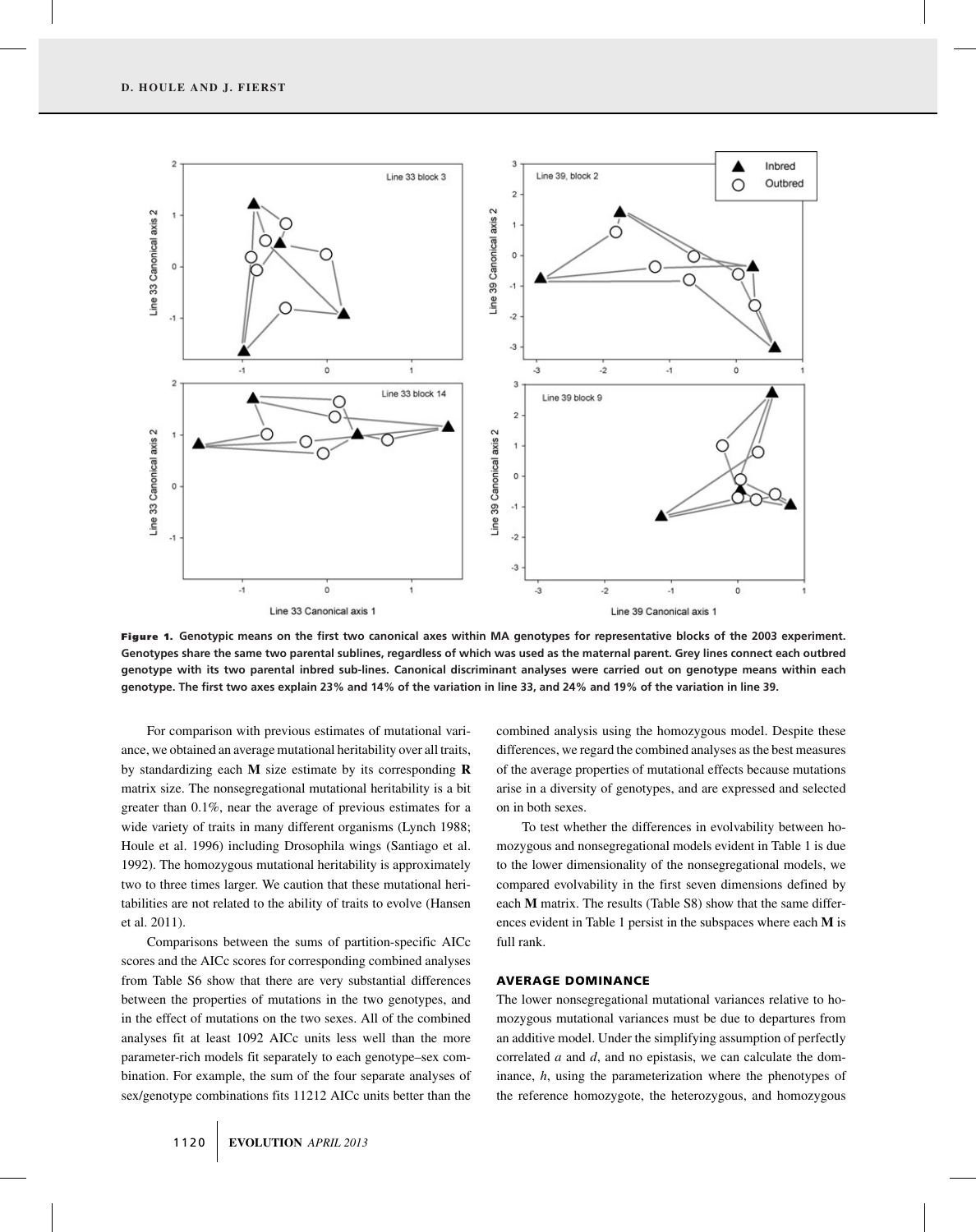**Figure 1.** **Genotypic means on the first two canonical axes within MA genotypes for representative blocks of the 2003 experiment. Genotypes share the same two parental sublines, regardless of which was used as the maternal parent. Grey lines connect each outbred genotype with its two parental inbred sub-lines. Canonical discriminant analyses were carried out on genotype means within each genotype. The first two axes explain 23% and 14% of the variation in line 33, and 24% and 19% of the variation in line 39.**

For comparison with previous estimates of mutational variance, we obtained an average mutational heritability over all traits, by standardizing each **M** size estimate by its corresponding **R** matrix size. The nonsegregational mutational heritability is a bit greater than 0.1%, near the average of previous estimates for a wide variety of traits in many different organisms (Lynch 1988; Houle et al. 1996) including Drosophila wings (Santiago et al. 1992). The homozygous mutational heritability is approximately two to three times larger. We caution that these mutational heritabilities are not related to the ability of traits to evolve (Hansen et al. 2011).

Comparisons between the sums of partition-specific AICc scores and the AICc scores for corresponding combined analyses from Table S6 show that there are very substantial differences between the properties of mutations in the two genotypes, and in the effect of mutations on the two sexes. All of the combined analyses fit at least 1092 AICc units less well than the more parameter-rich models fit separately to each genotype–sex combination. For example, the sum of the four separate analyses of sex/genotype combinations fits 11212 AICc units better than the combined analysis using the homozygous model. Despite these differences, we regard the combined analyses as the best measures of the average properties of mutational effects because mutations arise in a diversity of genotypes, and are expressed and selected on in both sexes.

To test whether the differences in evolvability between homozygous and nonsegregational models evident in Table 1 is due to the lower dimensionality of the nonsegregational models, we compared evolvability in the first seven dimensions defined by each **M** matrix. The results (Table S8) show that the same differences evident in Table 1 persist in the subspaces where each **M** is full rank.

### AVERAGE DOMINANCE

The lower nonsegregational mutational variances relative to homozygous mutational variances must be due to departures from an additive model. Under the simplifying assumption of perfectly correlated $a$ and $d$, and no epistasis, we can calculate the dominance, $h$, using the parameterization where the phenotypes of the reference homozygote, the heterozygous, and homozygous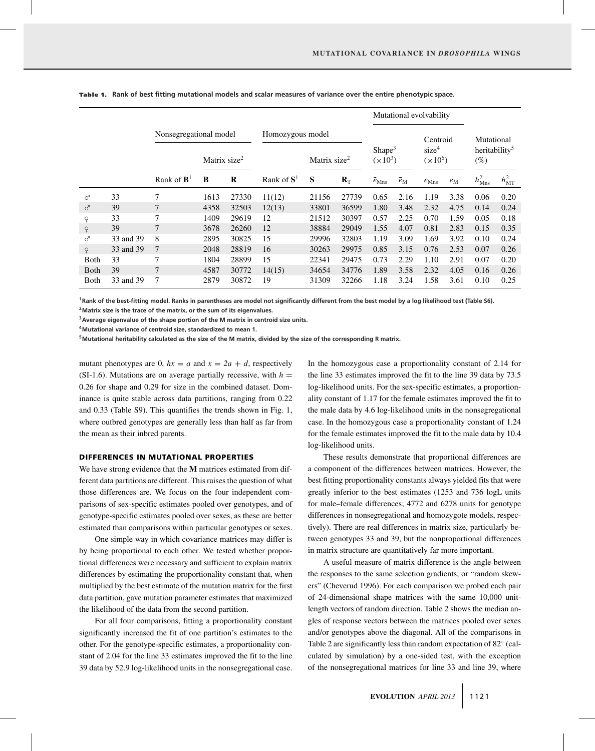**Table 1.** Rank of best fitting mutational models and scalar measures of variance over the entire phenotypic space.

| | | Nonsegregational model | | | Homozygous model | | | Mutational evolvability | | | | Mutational heritability[5] (%) | |
|---|---|---|---|---|---|---|---|---|---|---|---|---|---|
| | | | Matrix size[2] | | | Matrix size[2] | | Shape[3] ($\times 10^3$) | | Centroid size[4] ($\times 10^6$) | | | |
| | | Rank of $\mathbf{B}$[1] | $\mathbf{B}$ | $\mathbf{R}$ | Rank of $\mathbf{S}$[1] | $\mathbf{S}$ | $\mathbf{R}_\mathrm{T}$ | $\bar{e}_{\mathrm{Mns}}$ | $\bar{e}_{\mathrm{M}}$ | $e_{\mathrm{Mns}}$ | $e_{\mathrm{M}}$ | $h^2_{\mathrm{Mns}}$ | $h^2_{\mathrm{MT}}$ |
| ♂ | 33 | 7 | 1613 | 27330 | 11(12) | 21156 | 27739 | 0.65 | 2.16 | 1.19 | 3.38 | 0.06 | 0.20 |
| ♂ | 39 | 7 | 4358 | 32503 | 12(13) | 33801 | 36599 | 1.80 | 3.48 | 2.32 | 4.75 | 0.14 | 0.24 |
| ♀ | 33 | 7 | 1409 | 29619 | 12 | 21512 | 30397 | 0.57 | 2.25 | 0.70 | 1.59 | 0.05 | 0.18 |
| ♀ | 39 | 7 | 3678 | 26260 | 12 | 38884 | 29049 | 1.55 | 4.07 | 0.81 | 2.83 | 0.15 | 0.35 |
| ♂ | 33 and 39 | 8 | 2895 | 30825 | 15 | 29996 | 32803 | 1.19 | 3.09 | 1.69 | 3.92 | 0.10 | 0.24 |
| ♀ | 33 and 39 | 7 | 2048 | 28819 | 16 | 30263 | 29975 | 0.85 | 3.15 | 0.76 | 2.53 | 0.07 | 0.26 |
| Both | 33 | 7 | 1804 | 28899 | 15 | 22341 | 29475 | 0.73 | 2.29 | 1.10 | 2.91 | 0.07 | 0.20 |
| Both | 39 | 7 | 4587 | 30772 | 14(15) | 34654 | 34776 | 1.89 | 3.58 | 2.32 | 4.05 | 0.16 | 0.26 |
| Both | 33 and 39 | 7 | 2879 | 30872 | 19 | 31309 | 32266 | 1.18 | 3.24 | 1.58 | 3.61 | 0.10 | 0.25 |

[1]Rank of the best-fitting model. Ranks in parentheses are model not significantly different from the best model by a log likelihood test (Table S6).
[2]Matrix size is the trace of the matrix, or the sum of its eigenvalues.
[3]Average eigenvalue of the shape portion of the M matrix in centroid size units.
[4]Mutational variance of centroid size, standardized to mean 1.
[5]Mutational heritability calculated as the size of the M matrix, divided by the size of the corresponding R matrix.

mutant phenotypes are 0, $hx = a$ and $x = 2a + d$, respectively (SI-1.6). Mutations are on average partially recessive, with $h =$ 0.26 for shape and 0.29 for size in the combined dataset. Dominance is quite stable across data partitions, ranging from 0.22 and 0.33 (Table S9). This quantifies the trends shown in Fig. 1, where outbred genotypes are generally less than half as far from the mean as their inbred parents.

### DIFFERENCES IN MUTATIONAL PROPERTIES

We have strong evidence that the **M** matrices estimated from different data partitions are different. This raises the question of what those differences are. We focus on the four independent comparisons of sex-specific estimates pooled over genotypes, and of genotype-specific estimates pooled over sexes, as these are better estimated than comparisons within particular genotypes or sexes.

One simple way in which covariance matrices may differ is by being proportional to each other. We tested whether proportional differences were necessary and sufficient to explain matrix differences by estimating the proportionality constant that, when multiplied by the best estimate of the mutation matrix for the first data partition, gave mutation parameter estimates that maximized the likelihood of the data from the second partition.

For all four comparisons, fitting a proportionality constant significantly increased the fit of one partition's estimates to the other. For the genotype-specific estimates, a proportionality constant of 2.04 for the line 33 estimates improved the fit to the line 39 data by 52.9 log-likelihood units in the nonsegregational case. In the homozygous case a proportionality constant of 2.14 for the line 33 estimates improved the fit to the line 39 data by 73.5 log-likelihood units. For the sex-specific estimates, a proportionality constant of 1.17 for the female estimates improved the fit to the male data by 4.6 log-likelihood units in the nonsegregational case. In the homozygous case a proportionality constant of 1.24 for the female estimates improved the fit to the male data by 10.4 log-likelihood units.

These results demonstrate that proportional differences are a component of the differences between matrices. However, the best fitting proportionality constants always yielded fits that were greatly inferior to the best estimates (1253 and 736 logL units for male–female differences; 4772 and 6278 units for genotype differences in nonsegregational and homozygote models, respectively). There are real differences in matrix size, particularly between genotypes 33 and 39, but the nonproportional differences in matrix structure are quantitatively far more important.

A useful measure of matrix difference is the angle between the responses to the same selection gradients, or "random skewers" (Cheverud 1996). For each comparison we probed each pair of 24-dimensional shape matrices with the same 10,000 unit-length vectors of random direction. Table 2 shows the median angles of response vectors between the matrices pooled over sexes and/or genotypes above the diagonal. All of the comparisons in Table 2 are significantly less than random expectation of 82° (calculated by simulation) by a one-sided test, with the exception of the nonsegregational matrices for line 33 and line 39, where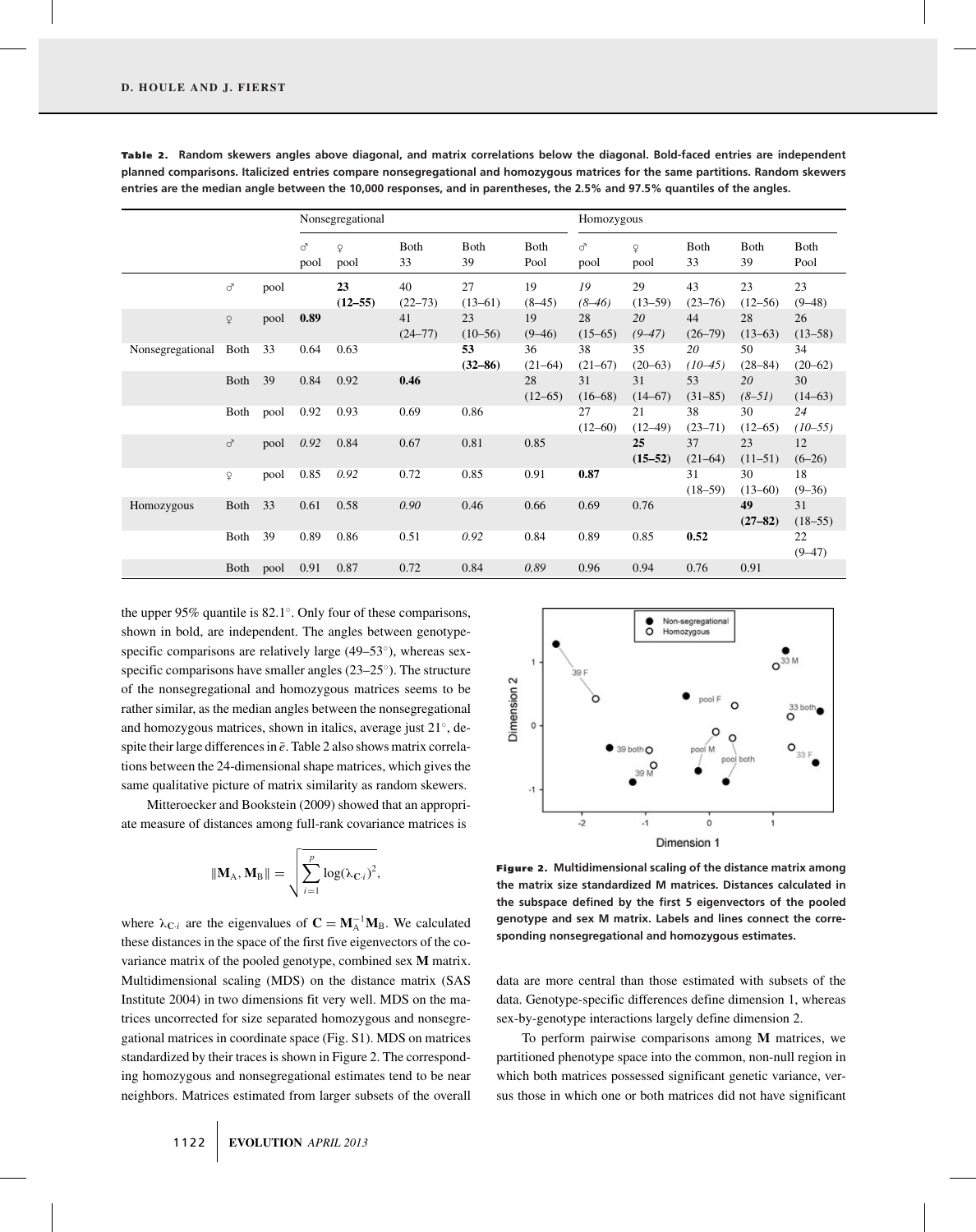**Table 2.** Random skewers angles above diagonal, and matrix correlations below the diagonal. Bold-faced entries are independent planned comparisons. Italicized entries compare nonsegregational and homozygous matrices for the same partitions. Random skewers entries are the median angle between the 10,000 responses, and in parentheses, the 2.5% and 97.5% quantiles of the angles.

| | | | Nonsegregational | | | | | Homozygous | | | | |
|---|---|---|---|---|---|---|---|---|---|---|---|---|
| | | | ♂ pool | ♀ pool | Both 33 | Both 39 | Both Pool | ♂ pool | ♀ pool | Both 33 | Both 39 | Both Pool |
| | ♂ | pool | | **23 (12–55)** | 40 (22–73) | 27 (13–61) | 19 (8–45) | *19 (8–46)* | 29 (13–59) | 43 (23–76) | 23 (12–56) | 23 (9–48) |
| | ♀ | pool | **0.89** | | 41 (24–77) | 23 (10–56) | 19 (9–46) | 28 (15–65) | *20 (9–47)* | 44 (26–79) | 28 (13–63) | 26 (13–58) |
| Nonsegregational | Both | 33 | 0.64 | 0.63 | | **53 (32–86)** | 36 (21–64) | 38 (21–67) | 35 (20–63) | *20 (10–45)* | 50 (28–84) | 34 (20–62) |
| | Both | 39 | 0.84 | 0.92 | **0.46** | | 28 (12–65) | 31 (16–68) | 31 (14–67) | 53 (31–85) | *20 (8–51)* | 30 (14–63) |
| | Both | pool | 0.92 | 0.93 | 0.69 | 0.86 | | 38 (12–60) | 21 (12–49) | 38 (23–71) | 30 (12–65) | *24 (10–55)* |
| | ♂ | pool | *0.92* | 0.84 | 0.67 | 0.81 | 0.85 | | **25 (15–52)** | 37 (21–64) | 23 (11–51) | 12 (6–26) |
| | ♀ | pool | 0.85 | *0.92* | 0.72 | 0.85 | 0.91 | **0.87** | | 31 (18–59) | 30 (13–60) | 18 (9–36) |
| Homozygous | Both | 33 | 0.61 | 0.58 | *0.90* | 0.46 | 0.66 | 0.69 | 0.76 | | **49 (27–82)** | 31 (18–55) |
| | Both | 39 | 0.89 | 0.86 | 0.51 | *0.92* | 0.84 | 0.89 | 0.85 | **0.52** | | 22 (9–47) |
| | Both | pool | 0.91 | 0.87 | 0.72 | 0.84 | *0.89* | 0.96 | 0.94 | 0.76 | 0.91 | |

the upper 95% quantile is 82.1°. Only four of these comparisons, shown in bold, are independent. The angles between genotype-specific comparisons are relatively large (49–53°), whereas sex-specific comparisons have smaller angles (23–25°). The structure of the nonsegregational and homozygous matrices seems to be rather similar, as the median angles between the nonsegregational and homozygous matrices, shown in italics, average just 21°, despite their large differences in $\bar{e}$. Table 2 also shows matrix correlations between the 24-dimensional shape matrices, which gives the same qualitative picture of matrix similarity as random skewers.

Mitteroecker and Bookstein (2009) showed that an appropriate measure of distances among full-rank covariance matrices is

$$\|\mathbf{M}_A, \mathbf{M}_B\| = \sqrt{\sum_{i=1}^{p} \log(\lambda_{\mathbf{C}\cdot i})^2},$$

where $\lambda_{\mathbf{C}\cdot i}$ are the eigenvalues of $\mathbf{C} = \mathbf{M}_A^{-1}\mathbf{M}_B$. We calculated these distances in the space of the first five eigenvectors of the covariance matrix of the pooled genotype, combined sex **M** matrix. Multidimensional scaling (MDS) on the distance matrix (SAS Institute 2004) in two dimensions fit very well. MDS on the matrices uncorrected for size separated homozygous and nonsegregational matrices in coordinate space (Fig. S1). MDS on matrices standardized by their traces is shown in Figure 2. The corresponding homozygous and nonsegregational estimates tend to be near neighbors. Matrices estimated from larger subsets of the overall data are more central than those estimated with subsets of the data. Genotype-specific differences define dimension 1, whereas sex-by-genotype interactions largely define dimension 2.

**Figure 2.** Multidimensional scaling of the distance matrix among the matrix size standardized M matrices. Distances calculated in the subspace defined by the first 5 eigenvectors of the pooled genotype and sex M matrix. Labels and lines connect the corresponding nonsegregational and homozygous estimates.

To perform pairwise comparisons among **M** matrices, we partitioned phenotype space into the common, non-null region in which both matrices possessed significant genetic variance, versus those in which one or both matrices did not have significant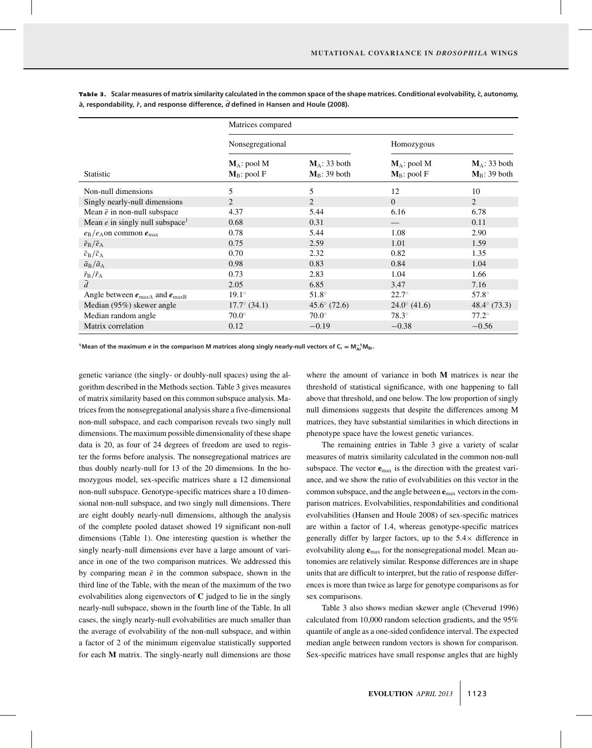**Table 3.** Scalar measures of matrix similarity calculated in the common space of the shape matrices. Conditional evolvability, $\bar{c}$, autonomy, $\bar{a}$, respondability, $\bar{r}$, and response difference, $\bar{d}$ defined in Hansen and Houle (2008).

| Statistic | Matrices compared | | | |
|---|---|---|---|---|
| | Nonsegregational | | Homozygous | |
| | $\mathbf{M}_A$: pool M $\mathbf{M}_B$: pool F | $\mathbf{M}_A$: 33 both $\mathbf{M}_B$: 39 both | $\mathbf{M}_A$: pool M $\mathbf{M}_B$: pool F | $\mathbf{M}_A$: 33 both $\mathbf{M}_B$: 39 both |
| Non-null dimensions | 5 | 5 | 12 | 10 |
| Singly nearly-null dimensions | 2 | 2 | 0 | 2 |
| Mean $\bar{e}$ in non-null subspace | 4.37 | 5.44 | 6.16 | 6.78 |
| Mean $e$ in singly null subspace[1] | 0.68 | 0.31 | — | 0.11 |
| $e_B/e_A$ on common $\boldsymbol{e}_{\max}$ | 0.78 | 5.44 | 1.08 | 2.90 |
| $\bar{e}_B/\bar{e}_A$ | 0.75 | 2.59 | 1.01 | 1.59 |
| $\bar{c}_B/\bar{c}_A$ | 0.70 | 2.32 | 0.82 | 1.35 |
| $\bar{a}_B/\bar{a}_A$ | 0.98 | 0.83 | 0.84 | 1.04 |
| $\bar{r}_B/\bar{r}_A$ | 0.73 | 2.83 | 1.04 | 1.66 |
| $\bar{d}$ | 2.05 | 6.85 | 3.47 | 7.16 |
| Angle between $\boldsymbol{e}_{\max A}$ and $\boldsymbol{e}_{\max B}$ | 19.1° | 51.8° | 22.7° | 57.8° |
| Median (95%) skewer angle | 17.7° (34.1) | 45.6° (72.6) | 24.0° (41.6) | 48.4° (73.3) |
| Median random angle | 70.0° | 70.0° | 78.3° | 77.2° |
| Matrix correlation | 0.12 | −0.19 | −0.38 | −0.56 |

[1]Mean of the maximum $e$ in the comparison M matrices along singly nearly-null vectors of $\mathbf{C}_r = \mathbf{M}_{Ar}^{-1}\mathbf{M}_{Br}$.

genetic variance (the singly- or doubly-null spaces) using the algorithm described in the Methods section. Table 3 gives measures of matrix similarity based on this common subspace analysis. Matrices from the nonsegregational analysis share a five-dimensional non-null subspace, and each comparison reveals two singly null dimensions. The maximum possible dimensionality of these shape data is 20, as four of 24 degrees of freedom are used to register the forms before analysis. The nonsegregational matrices are thus doubly nearly-null for 13 of the 20 dimensions. In the homozygous model, sex-specific matrices share a 12 dimensional non-null subspace. Genotype-specific matrices share a 10 dimensional non-null subspace, and two singly null dimensions. There are eight doubly nearly-null dimensions, although the analysis of the complete pooled dataset showed 19 significant non-null dimensions (Table 1). One interesting question is whether the singly nearly-null dimensions ever have a large amount of variance in one of the two comparison matrices. We addressed this by comparing mean $\bar{e}$ in the common subspace, shown in the third line of the Table, with the mean of the maximum of the two evolvabilities along eigenvectors of $\mathbf{C}$ judged to lie in the singly nearly-null subspace, shown in the fourth line of the Table. In all cases, the singly nearly-null evolvabilities are much smaller than the average of evolvability of the non-null subspace, and within a factor of 2 of the minimum eigenvalue statistically supported for each $\mathbf{M}$ matrix. The singly-nearly null dimensions are those where the amount of variance in both $\mathbf{M}$ matrices is near the threshold of statistical significance, with one happening to fall above that threshold, and one below. The low proportion of singly null dimensions suggests that despite the differences among M matrices, they have substantial similarities in which directions in phenotype space have the lowest genetic variances.

The remaining entries in Table 3 give a variety of scalar measures of matrix similarity calculated in the common non-null subspace. The vector $\mathbf{e}_{\max}$ is the direction with the greatest variance, and we show the ratio of evolvabilities on this vector in the common subspace, and the angle between $\mathbf{e}_{\max}$ vectors in the comparison matrices. Evolvabilities, respondabilities and conditional evolvabilities (Hansen and Houle 2008) of sex-specific matrices are within a factor of 1.4, whereas genotype-specific matrices generally differ by larger factors, up to the 5.4× difference in evolvability along $\mathbf{e}_{\max}$ for the nonsegregational model. Mean autonomies are relatively similar. Response differences are in shape units that are difficult to interpret, but the ratio of response differences is more than twice as large for genotype comparisons as for sex comparisons.

Table 3 also shows median skewer angle (Cheverud 1996) calculated from 10,000 random selection gradients, and the 95% quantile of angle as a one-sided confidence interval. The expected median angle between random vectors is shown for comparison. Sex-specific matrices have small response angles that are highly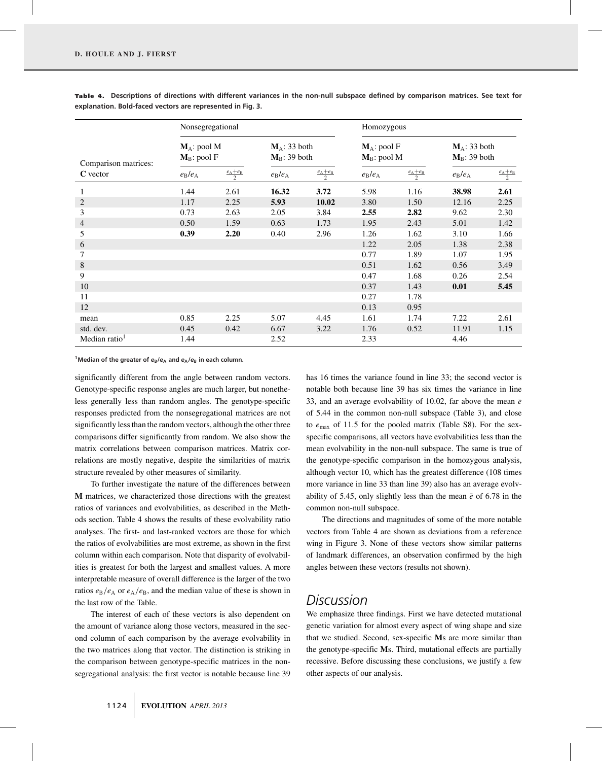**Table 4.** Descriptions of directions with different variances in the non-null subspace defined by comparison matrices. See text for explanation. Bold-faced vectors are represented in Fig. 3.

| Comparison matrices: | Nonsegregational | | | | Homozygous | | | |
|---|---|---|---|---|---|---|---|---|
| | $\mathbf{M}_A$: pool M, $\mathbf{M}_B$: pool F | | $\mathbf{M}_A$: 33 both, $\mathbf{M}_B$: 39 both | | $\mathbf{M}_A$: pool F, $\mathbf{M}_B$: pool M | | $\mathbf{M}_A$: 33 both, $\mathbf{M}_B$: 39 both | |
| **C** vector | $e_B/e_A$ | $\frac{e_A+e_B}{2}$ | $e_B/e_A$ | $\frac{e_A+e_B}{2}$ | $e_B/e_A$ | $\frac{e_A+e_B}{2}$ | $e_B/e_A$ | $\frac{e_A+e_B}{2}$ |
| 1 | 1.44 | 2.61 | **16.32** | **3.72** | 5.98 | 1.16 | **38.98** | **2.61** |
| 2 | 1.17 | 2.25 | **5.93** | **10.02** | 3.80 | 1.50 | 12.16 | 2.25 |
| 3 | 0.73 | 2.63 | 2.05 | 3.84 | **2.55** | **2.82** | 9.62 | 2.30 |
| 4 | 0.50 | 1.59 | 0.63 | 1.73 | 1.95 | 2.43 | 5.01 | 1.42 |
| 5 | **0.39** | **2.20** | 0.40 | 2.96 | 1.26 | 1.62 | 3.10 | 1.66 |
| 6 | | | | | 1.22 | 2.05 | 1.38 | 2.38 |
| 7 | | | | | 0.77 | 1.89 | 1.07 | 1.95 |
| 8 | | | | | 0.51 | 1.62 | 0.56 | 3.49 |
| 9 | | | | | 0.47 | 1.68 | 0.26 | 2.54 |
| 10 | | | | | 0.37 | 1.43 | **0.01** | **5.45** |
| 11 | | | | | 0.27 | 1.78 | | |
| 12 | | | | | 0.13 | 0.95 | | |
| mean | 0.85 | 2.25 | 5.07 | 4.45 | 1.61 | 1.74 | 7.22 | 2.61 |
| std. dev. | 0.45 | 0.42 | 6.67 | 3.22 | 1.76 | 0.52 | 11.91 | 1.15 |
| Median ratio[1] | 1.44 | | 2.52 | | 2.33 | | 4.46 | |

[1]Median of the greater of $e_B/e_A$ and $e_A/e_B$ in each column.

significantly different from the angle between random vectors. Genotype-specific response angles are much larger, but nonetheless generally less than random angles. The genotype-specific responses predicted from the nonsegregational matrices are not significantly less than the random vectors, although the other three comparisons differ significantly from random. We also show the matrix correlations between comparison matrices. Matrix correlations are mostly negative, despite the similarities of matrix structure revealed by other measures of similarity.

To further investigate the nature of the differences between **M** matrices, we characterized those directions with the greatest ratios of variances and evolvabilities, as described in the Methods section. Table 4 shows the results of these evolvability ratio analyses. The first- and last-ranked vectors are those for which the ratios of evolvabilities are most extreme, as shown in the first column within each comparison. Note that disparity of evolvabilities is greatest for both the largest and smallest values. A more interpretable measure of overall difference is the larger of the two ratios $e_B/e_A$ or $e_A/e_B$, and the median value of these is shown in the last row of the Table.

The interest of each of these vectors is also dependent on the amount of variance along those vectors, measured in the second column of each comparison by the average evolvability in the two matrices along that vector. The distinction is striking in the comparison between genotype-specific matrices in the nonsegregational analysis: the first vector is notable because line 39 has 16 times the variance found in line 33; the second vector is notable both because line 39 has six times the variance in line 33, and an average evolvability of 10.02, far above the mean $\bar{e}$ of 5.44 in the common non-null subspace (Table 3), and close to $e_{max}$ of 11.5 for the pooled matrix (Table S8). For the sex-specific comparisons, all vectors have evolvabilities less than the mean evolvability in the non-null subspace. The same is true of the genotype-specific comparison in the homozygous analysis, although vector 10, which has the greatest difference (108 times more variance in line 33 than line 39) also has an average evolvability of 5.45, only slightly less than the mean $\bar{e}$ of 6.78 in the common non-null subspace.

The directions and magnitudes of some of the more notable vectors from Table 4 are shown as deviations from a reference wing in Figure 3. None of these vectors show similar patterns of landmark differences, an observation confirmed by the high angles between these vectors (results not shown).

## Discussion

We emphasize three findings. First we have detected mutational genetic variation for almost every aspect of wing shape and size that we studied. Second, sex-specific **M**s are more similar than the genotype-specific **M**s. Third, mutational effects are partially recessive. Before discussing these conclusions, we justify a few other aspects of our analysis.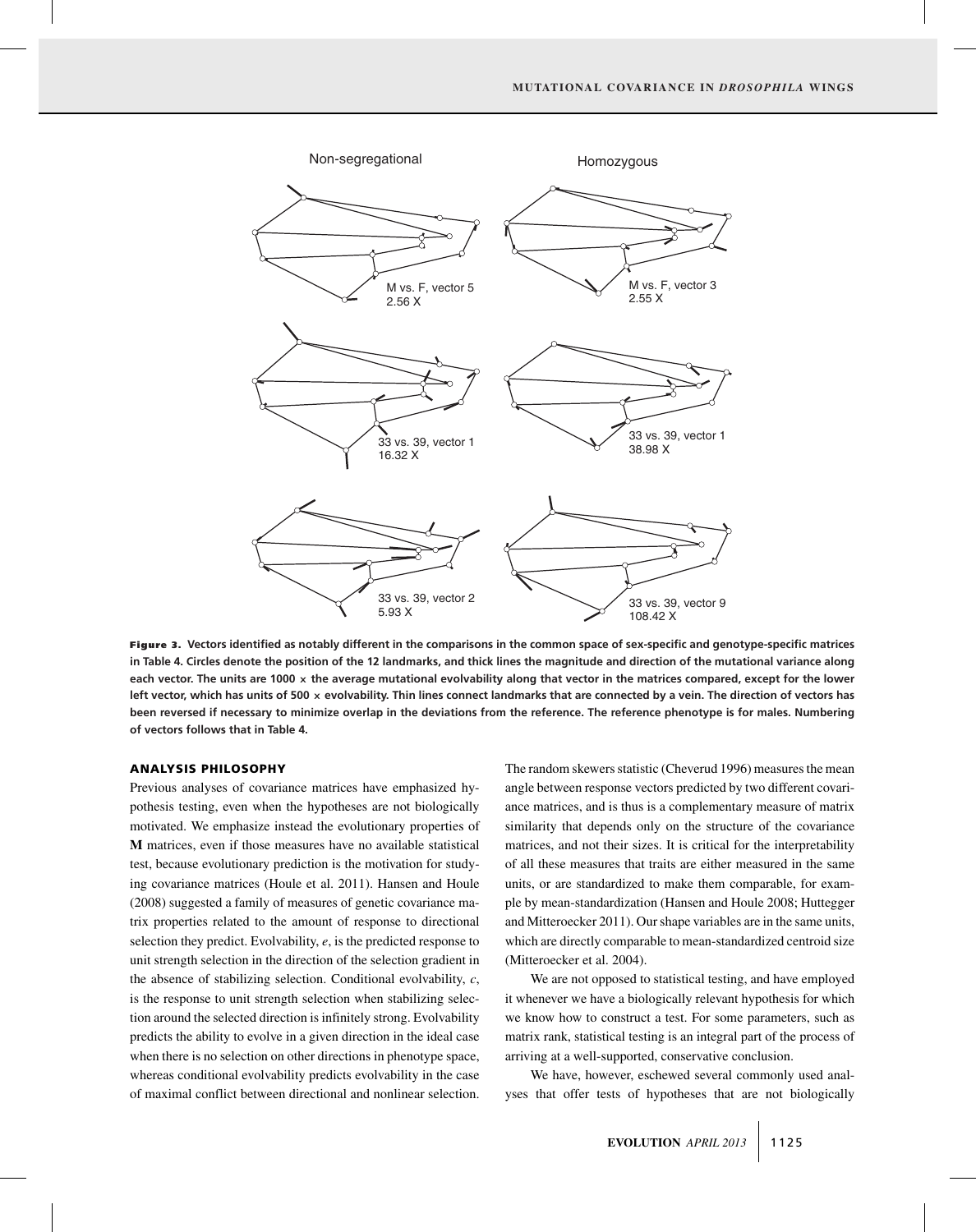Figure 3. Vectors identified as notably different in the comparisons in the common space of sex-specific and genotype-specific matrices in Table 4. Circles denote the position of the 12 landmarks, and thick lines the magnitude and direction of the mutational variance along each vector. The units are 1000 × the average mutational evolvability along that vector in the matrices compared, except for the lower left vector, which has units of 500 × evolvability. Thin lines connect landmarks that are connected by a vein. The direction of vectors has been reversed if necessary to minimize overlap in the deviations from the reference. The reference phenotype is for males. Numbering of vectors follows that in Table 4.

## ANALYSIS PHILOSOPHY

Previous analyses of covariance matrices have emphasized hypothesis testing, even when the hypotheses are not biologically motivated. We emphasize instead the evolutionary properties of **M** matrices, even if those measures have no available statistical test, because evolutionary prediction is the motivation for studying covariance matrices (Houle et al. 2011). Hansen and Houle (2008) suggested a family of measures of genetic covariance matrix properties related to the amount of response to directional selection they predict. Evolvability, $e$, is the predicted response to unit strength selection in the direction of the selection gradient in the absence of stabilizing selection. Conditional evolvability, $c$, is the response to unit strength selection when stabilizing selection around the selected direction is infinitely strong. Evolvability predicts the ability to evolve in a given direction in the ideal case when there is no selection on other directions in phenotype space, whereas conditional evolvability predicts evolvability in the case of maximal conflict between directional and nonlinear selection. The random skewers statistic (Cheverud 1996) measures the mean angle between response vectors predicted by two different covariance matrices, and is thus is a complementary measure of matrix similarity that depends only on the structure of the covariance matrices, and not their sizes. It is critical for the interpretability of all these measures that traits are either measured in the same units, or are standardized to make them comparable, for example by mean-standardization (Hansen and Houle 2008; Huttegger and Mitteroecker 2011). Our shape variables are in the same units, which are directly comparable to mean-standardized centroid size (Mitteroecker et al. 2004).

We are not opposed to statistical testing, and have employed it whenever we have a biologically relevant hypothesis for which we know how to construct a test. For some parameters, such as matrix rank, statistical testing is an integral part of the process of arriving at a well-supported, conservative conclusion.

We have, however, eschewed several commonly used analyses that offer tests of hypotheses that are not biologically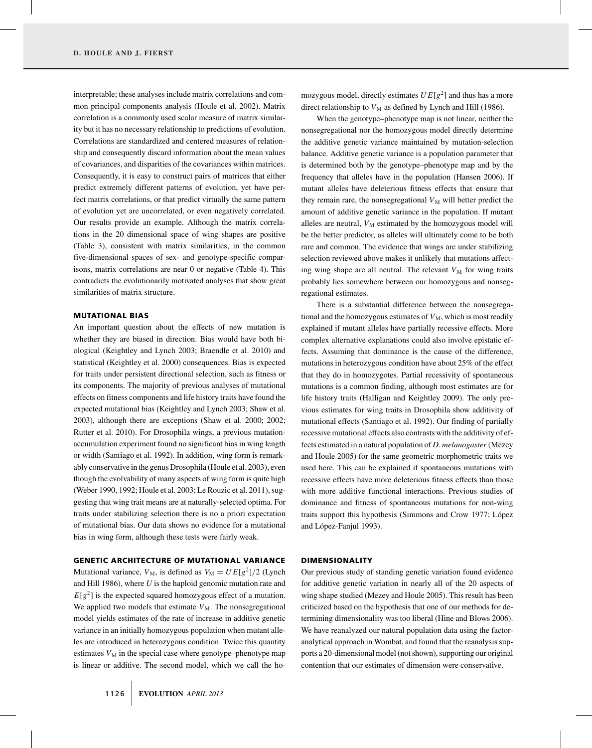interpretable; these analyses include matrix correlations and common principal components analysis (Houle et al. 2002). Matrix correlation is a commonly used scalar measure of matrix similarity but it has no necessary relationship to predictions of evolution. Correlations are standardized and centered measures of relationship and consequently discard information about the mean values of covariances, and disparities of the covariances within matrices. Consequently, it is easy to construct pairs of matrices that either predict extremely different patterns of evolution, yet have perfect matrix correlations, or that predict virtually the same pattern of evolution yet are uncorrelated, or even negatively correlated. Our results provide an example. Although the matrix correlations in the 20 dimensional space of wing shapes are positive (Table 3), consistent with matrix similarities, in the common five-dimensional spaces of sex- and genotype-specific comparisons, matrix correlations are near 0 or negative (Table 4). This contradicts the evolutionarily motivated analyses that show great similarities of matrix structure.

## MUTATIONAL BIAS

An important question about the effects of new mutation is whether they are biased in direction. Bias would have both biological (Keightley and Lynch 2003; Braendle et al. 2010) and statistical (Keightley et al. 2000) consequences. Bias is expected for traits under persistent directional selection, such as fitness or its components. The majority of previous analyses of mutational effects on fitness components and life history traits have found the expected mutational bias (Keightley and Lynch 2003; Shaw et al. 2003), although there are exceptions (Shaw et al. 2000; 2002; Rutter et al. 2010). For Drosophila wings, a previous mutation-accumulation experiment found no significant bias in wing length or width (Santiago et al. 1992). In addition, wing form is remarkably conservative in the genus Drosophila (Houle et al. 2003), even though the evolvability of many aspects of wing form is quite high (Weber 1990, 1992; Houle et al. 2003; Le Rouzic et al. 2011), suggesting that wing trait means are at naturally-selected optima. For traits under stabilizing selection there is no a priori expectation of mutational bias. Our data shows no evidence for a mutational bias in wing form, although these tests were fairly weak.

## GENETIC ARCHITECTURE OF MUTATIONAL VARIANCE

Mutational variance, $V_M$, is defined as $V_M = UE[g^2]/2$ (Lynch and Hill 1986), where $U$ is the haploid genomic mutation rate and $E[g^2]$ is the expected squared homozygous effect of a mutation. We applied two models that estimate $V_M$. The nonsegregational model yields estimates of the rate of increase in additive genetic variance in an initially homozygous population when mutant alleles are introduced in heterozygous condition. Twice this quantity estimates $V_M$ in the special case where genotype–phenotype map is linear or additive. The second model, which we call the homozygous model, directly estimates $UE[g^2]$ and thus has a more direct relationship to $V_M$ as defined by Lynch and Hill (1986).

When the genotype–phenotype map is not linear, neither the nonsegregational nor the homozygous model directly determine the additive genetic variance maintained by mutation-selection balance. Additive genetic variance is a population parameter that is determined both by the genotype–phenotype map and by the frequency that alleles have in the population (Hansen 2006). If mutant alleles have deleterious fitness effects that ensure that they remain rare, the nonsegregational $V_M$ will better predict the amount of additive genetic variance in the population. If mutant alleles are neutral, $V_M$ estimated by the homozygous model will be the better predictor, as alleles will ultimately come to be both rare and common. The evidence that wings are under stabilizing selection reviewed above makes it unlikely that mutations affecting wing shape are all neutral. The relevant $V_M$ for wing traits probably lies somewhere between our homozygous and nonsegregational estimates.

There is a substantial difference between the nonsegregational and the homozygous estimates of $V_M$, which is most readily explained if mutant alleles have partially recessive effects. More complex alternative explanations could also involve epistatic effects. Assuming that dominance is the cause of the difference, mutations in heterozygous condition have about 25% of the effect that they do in homozygotes. Partial recessivity of spontaneous mutations is a common finding, although most estimates are for life history traits (Halligan and Keightley 2009). The only previous estimates for wing traits in Drosophila show additivity of mutational effects (Santiago et al. 1992). Our finding of partially recessive mutational effects also contrasts with the additivity of effects estimated in a natural population of *D. melanogaster* (Mezey and Houle 2005) for the same geometric morphometric traits we used here. This can be explained if spontaneous mutations with recessive effects have more deleterious fitness effects than those with more additive functional interactions. Previous studies of dominance and fitness of spontaneous mutations for non-wing traits support this hypothesis (Simmons and Crow 1977; López and López-Fanjul 1993).

## DIMENSIONALITY

Our previous study of standing genetic variation found evidence for additive genetic variation in nearly all of the 20 aspects of wing shape studied (Mezey and Houle 2005). This result has been criticized based on the hypothesis that one of our methods for determining dimensionality was too liberal (Hine and Blows 2006). We have reanalyzed our natural population data using the factor-analytical approach in Wombat, and found that the reanalysis supports a 20-dimensional model (not shown), supporting our original contention that our estimates of dimension were conservative.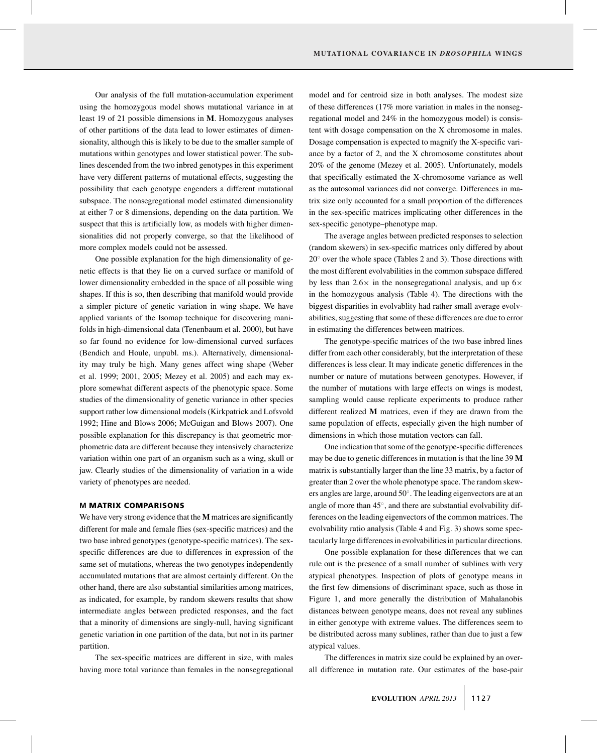Our analysis of the full mutation-accumulation experiment using the homozygous model shows mutational variance in at least 19 of 21 possible dimensions in **M**. Homozygous analyses of other partitions of the data lead to lower estimates of dimensionality, although this is likely to be due to the smaller sample of mutations within genotypes and lower statistical power. The sublines descended from the two inbred genotypes in this experiment have very different patterns of mutational effects, suggesting the possibility that each genotype engenders a different mutational subspace. The nonsegregational model estimated dimensionality at either 7 or 8 dimensions, depending on the data partition. We suspect that this is artificially low, as models with higher dimensionalities did not properly converge, so that the likelihood of more complex models could not be assessed.

One possible explanation for the high dimensionality of genetic effects is that they lie on a curved surface or manifold of lower dimensionality embedded in the space of all possible wing shapes. If this is so, then describing that manifold would provide a simpler picture of genetic variation in wing shape. We have applied variants of the Isomap technique for discovering manifolds in high-dimensional data (Tenenbaum et al. 2000), but have so far found no evidence for low-dimensional curved surfaces (Bendich and Houle, unpubl. ms.). Alternatively, dimensionality may truly be high. Many genes affect wing shape (Weber et al. 1999; 2001, 2005; Mezey et al. 2005) and each may explore somewhat different aspects of the phenotypic space. Some studies of the dimensionality of genetic variance in other species support rather low dimensional models (Kirkpatrick and Lofsvold 1992; Hine and Blows 2006; McGuigan and Blows 2007). One possible explanation for this discrepancy is that geometric morphometric data are different because they intensively characterize variation within one part of an organism such as a wing, skull or jaw. Clearly studies of the dimensionality of variation in a wide variety of phenotypes are needed.

### M MATRIX COMPARISONS

We have very strong evidence that the **M** matrices are significantly different for male and female flies (sex-specific matrices) and the two base inbred genotypes (genotype-specific matrices). The sex-specific differences are due to differences in expression of the same set of mutations, whereas the two genotypes independently accumulated mutations that are almost certainly different. On the other hand, there are also substantial similarities among matrices, as indicated, for example, by random skewers results that show intermediate angles between predicted responses, and the fact that a minority of dimensions are singly-null, having significant genetic variation in one partition of the data, but not in its partner partition.

The sex-specific matrices are different in size, with males having more total variance than females in the nonsegregational model and for centroid size in both analyses. The modest size of these differences (17% more variation in males in the nonsegregational model and 24% in the homozygous model) is consistent with dosage compensation on the X chromosome in males. Dosage compensation is expected to magnify the X-specific variance by a factor of 2, and the X chromosome constitutes about 20% of the genome (Mezey et al. 2005). Unfortunately, models that specifically estimated the X-chromosome variance as well as the autosomal variances did not converge. Differences in matrix size only accounted for a small proportion of the differences in the sex-specific matrices implicating other differences in the sex-specific genotype–phenotype map.

The average angles between predicted responses to selection (random skewers) in sex-specific matrices only differed by about $20^\circ$ over the whole space (Tables 2 and 3). Those directions with the most different evolvabilities in the common subspace differed by less than $2.6\times$ in the nonsegregational analysis, and up $6\times$ in the homozygous analysis (Table 4). The directions with the biggest disparities in evolvablity had rather small average evolvabilities, suggesting that some of these differences are due to error in estimating the differences between matrices.

The genotype-specific matrices of the two base inbred lines differ from each other considerably, but the interpretation of these differences is less clear. It may indicate genetic differences in the number or nature of mutations between genotypes. However, if the number of mutations with large effects on wings is modest, sampling would cause replicate experiments to produce rather different realized **M** matrices, even if they are drawn from the same population of effects, especially given the high number of dimensions in which those mutation vectors can fall.

One indication that some of the genotype-specific differences may be due to genetic differences in mutation is that the line 39 **M** matrix is substantially larger than the line 33 matrix, by a factor of greater than 2 over the whole phenotype space. The random skewers angles are large, around $50^\circ$. The leading eigenvectors are at an angle of more than $45^\circ$, and there are substantial evolvability differences on the leading eigenvectors of the common matrices. The evolvability ratio analysis (Table 4 and Fig. 3) shows some spectacularly large differences in evolvabilities in particular directions.

One possible explanation for these differences that we can rule out is the presence of a small number of sublines with very atypical phenotypes. Inspection of plots of genotype means in the first few dimensions of discriminant space, such as those in Figure 1, and more generally the distribution of Mahalanobis distances between genotype means, does not reveal any sublines in either genotype with extreme values. The differences seem to be distributed across many sublines, rather than due to just a few atypical values.

The differences in matrix size could be explained by an overall difference in mutation rate. Our estimates of the base-pair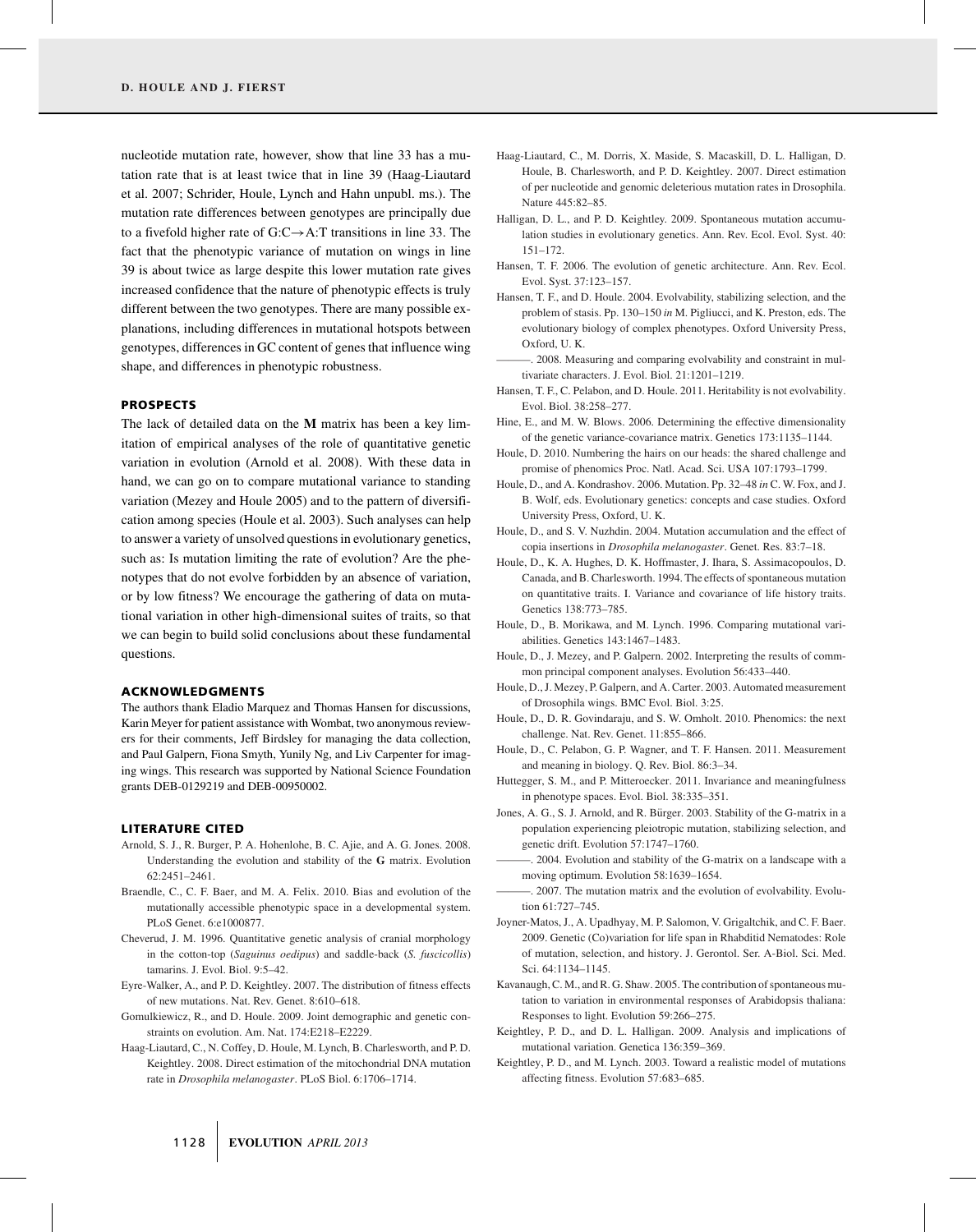nucleotide mutation rate, however, show that line 33 has a mutation rate that is at least twice that in line 39 (Haag-Liautard et al. 2007; Schrider, Houle, Lynch and Hahn unpubl. ms.). The mutation rate differences between genotypes are principally due to a fivefold higher rate of G:C→A:T transitions in line 33. The fact that the phenotypic variance of mutation on wings in line 39 is about twice as large despite this lower mutation rate gives increased confidence that the nature of phenotypic effects is truly different between the two genotypes. There are many possible explanations, including differences in mutational hotspots between genotypes, differences in GC content of genes that influence wing shape, and differences in phenotypic robustness.

## PROSPECTS

The lack of detailed data on the **M** matrix has been a key limitation of empirical analyses of the role of quantitative genetic variation in evolution (Arnold et al. 2008). With these data in hand, we can go on to compare mutational variance to standing variation (Mezey and Houle 2005) and to the pattern of diversification among species (Houle et al. 2003). Such analyses can help to answer a variety of unsolved questions in evolutionary genetics, such as: Is mutation limiting the rate of evolution? Are the phenotypes that do not evolve forbidden by an absence of variation, or by low fitness? We encourage the gathering of data on mutational variation in other high-dimensional suites of traits, so that we can begin to build solid conclusions about these fundamental questions.

## ACKNOWLEDGMENTS

The authors thank Eladio Marquez and Thomas Hansen for discussions, Karin Meyer for patient assistance with Wombat, two anonymous reviewers for their comments, Jeff Birdsley for managing the data collection, and Paul Galpern, Fiona Smyth, Yunily Ng, and Liv Carpenter for imaging wings. This research was supported by National Science Foundation grants DEB-0129219 and DEB-00950002.

## LITERATURE CITED

Arnold, S. J., R. Burger, P. A. Hohenlohe, B. C. Ajie, and A. G. Jones. 2008. Understanding the evolution and stability of the **G** matrix. Evolution 62:2451–2461.

Braendle, C., C. F. Baer, and M. A. Felix. 2010. Bias and evolution of the mutationally accessible phenotypic space in a developmental system. PLoS Genet. 6:e1000877.

Cheverud, J. M. 1996. Quantitative genetic analysis of cranial morphology in the cotton-top (*Saguinus oedipus*) and saddle-back (*S. fuscicollis*) tamarins. J. Evol. Biol. 9:5–42.

Eyre-Walker, A., and P. D. Keightley. 2007. The distribution of fitness effects of new mutations. Nat. Rev. Genet. 8:610–618.

Gomulkiewicz, R., and D. Houle. 2009. Joint demographic and genetic constraints on evolution. Am. Nat. 174:E218–E2229.

Haag-Liautard, C., N. Coffey, D. Houle, M. Lynch, B. Charlesworth, and P. D. Keightley. 2008. Direct estimation of the mitochondrial DNA mutation rate in *Drosophila melanogaster*. PLoS Biol. 6:1706–1714.

Haag-Liautard, C., M. Dorris, X. Maside, S. Macaskill, D. L. Halligan, D. Houle, B. Charlesworth, and P. D. Keightley. 2007. Direct estimation of per nucleotide and genomic deleterious mutation rates in Drosophila. Nature 445:82–85.

Halligan, D. L., and P. D. Keightley. 2009. Spontaneous mutation accumulation studies in evolutionary genetics. Ann. Rev. Ecol. Evol. Syst. 40: 151–172.

Hansen, T. F. 2006. The evolution of genetic architecture. Ann. Rev. Ecol. Evol. Syst. 37:123–157.

Hansen, T. F., and D. Houle. 2004. Evolvability, stabilizing selection, and the problem of stasis. Pp. 130–150 *in* M. Pigliucci, and K. Preston, eds. The evolutionary biology of complex phenotypes. Oxford University Press, Oxford, U. K.

———. 2008. Measuring and comparing evolvability and constraint in multivariate characters. J. Evol. Biol. 21:1201–1219.

Hansen, T. F., C. Pelabon, and D. Houle. 2011. Heritability is not evolvability. Evol. Biol. 38:258–277.

Hine, E., and M. W. Blows. 2006. Determining the effective dimensionality of the genetic variance-covariance matrix. Genetics 173:1135–1144.

Houle, D. 2010. Numbering the hairs on our heads: the shared challenge and promise of phenomics Proc. Natl. Acad. Sci. USA 107:1793–1799.

Houle, D., and A. Kondrashov. 2006. Mutation. Pp. 32–48 *in* C. W. Fox, and J. B. Wolf, eds. Evolutionary genetics: concepts and case studies. Oxford University Press, Oxford, U. K.

Houle, D., and S. V. Nuzhdin. 2004. Mutation accumulation and the effect of copia insertions in *Drosophila melanogaster*. Genet. Res. 83:7–18.

Houle, D., K. A. Hughes, D. K. Hoffmaster, J. Ihara, S. Assimacopoulos, D. Canada, and B. Charlesworth. 1994. The effects of spontaneous mutation on quantitative traits. I. Variance and covariance of life history traits. Genetics 138:773–785.

Houle, D., B. Morikawa, and M. Lynch. 1996. Comparing mutational variabilities. Genetics 143:1467–1483.

Houle, D., J. Mezey, and P. Galpern. 2002. Interpreting the results of common principal component analyses. Evolution 56:433–440.

Houle, D., J. Mezey, P. Galpern, and A. Carter. 2003. Automated measurement of Drosophila wings. BMC Evol. Biol. 3:25.

Houle, D., D. R. Govindaraju, and S. W. Omholt. 2010. Phenomics: the next challenge. Nat. Rev. Genet. 11:855–866.

Houle, D., C. Pelabon, G. P. Wagner, and T. F. Hansen. 2011. Measurement and meaning in biology. Q. Rev. Biol. 86:3–34.

Huttegger, S. M., and P. Mitteroecker. 2011. Invariance and meaningfulness in phenotype spaces. Evol. Biol. 38:335–351.

Jones, A. G., S. J. Arnold, and R. Bürger. 2003. Stability of the G-matrix in a population experiencing pleiotropic mutation, stabilizing selection, and genetic drift. Evolution 57:1747–1760.

———. 2004. Evolution and stability of the G-matrix on a landscape with a moving optimum. Evolution 58:1639–1654.

———. 2007. The mutation matrix and the evolution of evolvability. Evolution 61:727–745.

Joyner-Matos, J., A. Upadhyay, M. P. Salomon, V. Grigaltchik, and C. F. Baer. 2009. Genetic (Co)variation for life span in Rhabditid Nematodes: Role of mutation, selection, and history. J. Gerontol. Ser. A-Biol. Sci. Med. Sci. 64:1134–1145.

Kavanaugh, C. M., and R. G. Shaw. 2005. The contribution of spontaneous mutation to variation in environmental responses of Arabidopsis thaliana: Responses to light. Evolution 59:266–275.

Keightley, P. D., and D. L. Halligan. 2009. Analysis and implications of mutational variation. Genetica 136:359–369.

Keightley, P. D., and M. Lynch. 2003. Toward a realistic model of mutations affecting fitness. Evolution 57:683–685.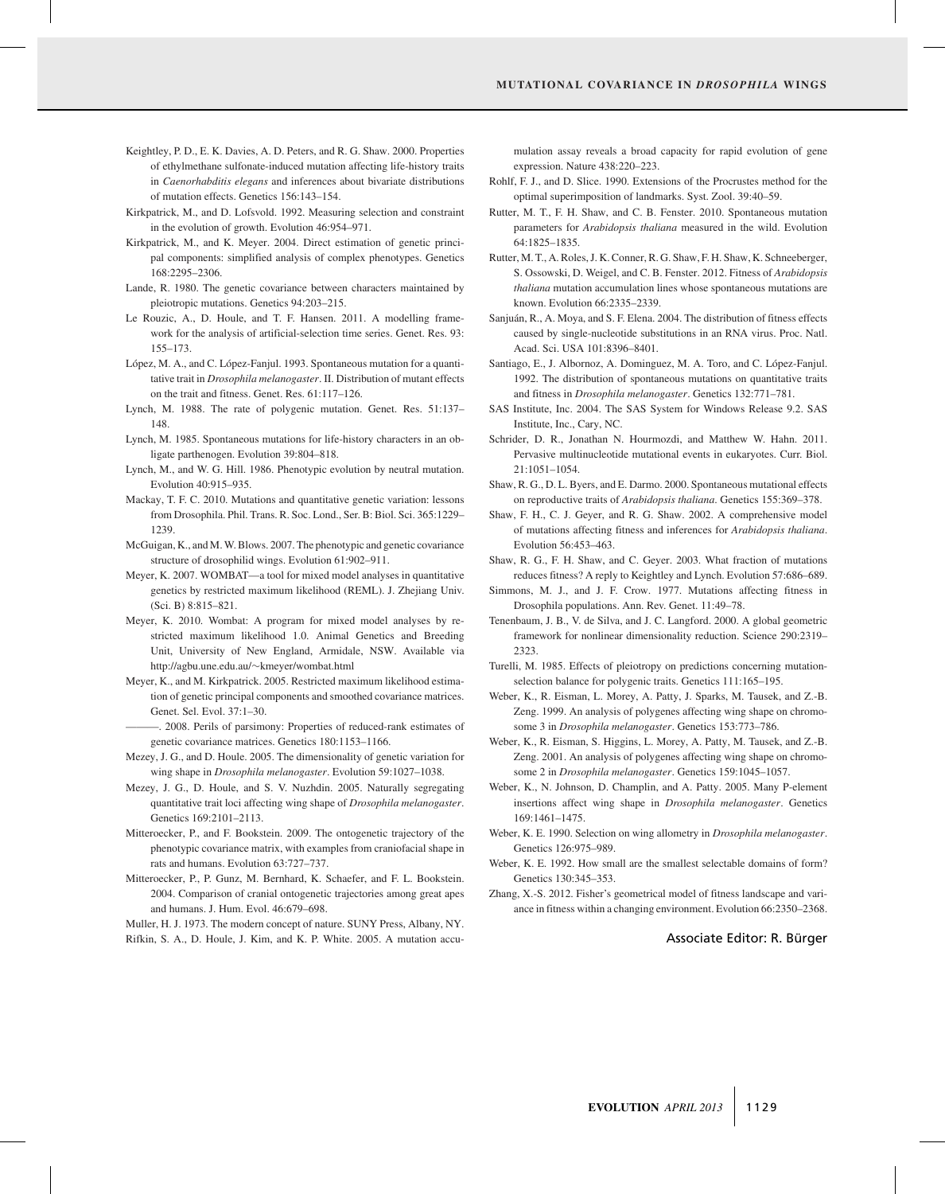Keightley, P. D., E. K. Davies, A. D. Peters, and R. G. Shaw. 2000. Properties of ethylmethane sulfonate-induced mutation affecting life-history traits in *Caenorhabditis elegans* and inferences about bivariate distributions of mutation effects. Genetics 156:143–154.

Kirkpatrick, M., and D. Lofsvold. 1992. Measuring selection and constraint in the evolution of growth. Evolution 46:954–971.

Kirkpatrick, M., and K. Meyer. 2004. Direct estimation of genetic principal components: simplified analysis of complex phenotypes. Genetics 168:2295–2306.

Lande, R. 1980. The genetic covariance between characters maintained by pleiotropic mutations. Genetics 94:203–215.

Le Rouzic, A., D. Houle, and T. F. Hansen. 2011. A modelling framework for the analysis of artificial-selection time series. Genet. Res. 93: 155–173.

López, M. A., and C. López-Fanjul. 1993. Spontaneous mutation for a quantitative trait in *Drosophila melanogaster*. II. Distribution of mutant effects on the trait and fitness. Genet. Res. 61:117–126.

Lynch, M. 1988. The rate of polygenic mutation. Genet. Res. 51:137–148.

Lynch, M. 1985. Spontaneous mutations for life-history characters in an obligate parthenogen. Evolution 39:804–818.

Lynch, M., and W. G. Hill. 1986. Phenotypic evolution by neutral mutation. Evolution 40:915–935.

Mackay, T. F. C. 2010. Mutations and quantitative genetic variation: lessons from Drosophila. Phil. Trans. R. Soc. Lond., Ser. B: Biol. Sci. 365:1229–1239.

McGuigan, K., and M. W. Blows. 2007. The phenotypic and genetic covariance structure of drosophilid wings. Evolution 61:902–911.

Meyer, K. 2007. WOMBAT—a tool for mixed model analyses in quantitative genetics by restricted maximum likelihood (REML). J. Zhejiang Univ. (Sci. B) 8:815–821.

Meyer, K. 2010. Wombat: A program for mixed model analyses by restricted maximum likelihood 1.0. Animal Genetics and Breeding Unit, University of New England, Armidale, NSW. Available via http://agbu.une.edu.au/~kmeyer/wombat.html

Meyer, K., and M. Kirkpatrick. 2005. Restricted maximum likelihood estimation of genetic principal components and smoothed covariance matrices. Genet. Sel. Evol. 37:1–30.

———. 2008. Perils of parsimony: Properties of reduced-rank estimates of genetic covariance matrices. Genetics 180:1153–1166.

Mezey, J. G., and D. Houle. 2005. The dimensionality of genetic variation for wing shape in *Drosophila melanogaster*. Evolution 59:1027–1038.

Mezey, J. G., D. Houle, and S. V. Nuzhdin. 2005. Naturally segregating quantitative trait loci affecting wing shape of *Drosophila melanogaster*. Genetics 169:2101–2113.

Mitteroecker, P., and F. Bookstein. 2009. The ontogenetic trajectory of the phenotypic covariance matrix, with examples from craniofacial shape in rats and humans. Evolution 63:727–737.

Mitteroecker, P., P. Gunz, M. Bernhard, K. Schaefer, and F. L. Bookstein. 2004. Comparison of cranial ontogenetic trajectories among great apes and humans. J. Hum. Evol. 46:679–698.

Muller, H. J. 1973. The modern concept of nature. SUNY Press, Albany, NY.

Rifkin, S. A., D. Houle, J. Kim, and K. P. White. 2005. A mutation accumulation assay reveals a broad capacity for rapid evolution of gene expression. Nature 438:220–223.

Rohlf, F. J., and D. Slice. 1990. Extensions of the Procrustes method for the optimal superimposition of landmarks. Syst. Zool. 39:40–59.

Rutter, M. T., F. H. Shaw, and C. B. Fenster. 2010. Spontaneous mutation parameters for *Arabidopsis thaliana* measured in the wild. Evolution 64:1825–1835.

Rutter, M. T., A. Roles, J. K. Conner, R. G. Shaw, F. H. Shaw, K. Schneeberger, S. Ossowski, D. Weigel, and C. B. Fenster. 2012. Fitness of *Arabidopsis thaliana* mutation accumulation lines whose spontaneous mutations are known. Evolution 66:2335–2339.

Sanjuán, R., A. Moya, and S. F. Elena. 2004. The distribution of fitness effects caused by single-nucleotide substitutions in an RNA virus. Proc. Natl. Acad. Sci. USA 101:8396–8401.

Santiago, E., J. Albornoz, A. Dominguez, M. A. Toro, and C. López-Fanjul. 1992. The distribution of spontaneous mutations on quantitative traits and fitness in *Drosophila melanogaster*. Genetics 132:771–781.

SAS Institute, Inc. 2004. The SAS System for Windows Release 9.2. SAS Institute, Inc., Cary, NC.

Schrider, D. R., Jonathan N. Hourmozdi, and Matthew W. Hahn. 2011. Pervasive multinucleotide mutational events in eukaryotes. Curr. Biol. 21:1051–1054.

Shaw, R. G., D. L. Byers, and E. Darmo. 2000. Spontaneous mutational effects on reproductive traits of *Arabidopsis thaliana*. Genetics 155:369–378.

Shaw, F. H., C. J. Geyer, and R. G. Shaw. 2002. A comprehensive model of mutations affecting fitness and inferences for *Arabidopsis thaliana*. Evolution 56:453–463.

Shaw, R. G., F. H. Shaw, and C. Geyer. 2003. What fraction of mutations reduces fitness? A reply to Keightley and Lynch. Evolution 57:686–689.

Simmons, M. J., and J. F. Crow. 1977. Mutations affecting fitness in Drosophila populations. Ann. Rev. Genet. 11:49–78.

Tenenbaum, J. B., V. de Silva, and J. C. Langford. 2000. A global geometric framework for nonlinear dimensionality reduction. Science 290:2319–2323.

Turelli, M. 1985. Effects of pleiotropy on predictions concerning mutation-selection balance for polygenic traits. Genetics 111:165–195.

Weber, K., R. Eisman, L. Morey, A. Patty, J. Sparks, M. Tausek, and Z.-B. Zeng. 1999. An analysis of polygenes affecting wing shape on chromosome 3 in *Drosophila melanogaster*. Genetics 153:773–786.

Weber, K., R. Eisman, S. Higgins, L. Morey, A. Patty, M. Tausek, and Z.-B. Zeng. 2001. An analysis of polygenes affecting wing shape on chromosome 2 in *Drosophila melanogaster*. Genetics 159:1045–1057.

Weber, K., N. Johnson, D. Champlin, and A. Patty. 2005. Many P-element insertions affect wing shape in *Drosophila melanogaster*. Genetics 169:1461–1475.

Weber, K. E. 1990. Selection on wing allometry in *Drosophila melanogaster*. Genetics 126:975–989.

Weber, K. E. 1992. How small are the smallest selectable domains of form? Genetics 130:345–353.

Zhang, X.-S. 2012. Fisher's geometrical model of fitness landscape and variance in fitness within a changing environment. Evolution 66:2350–2368.

Associate Editor: R. Bürger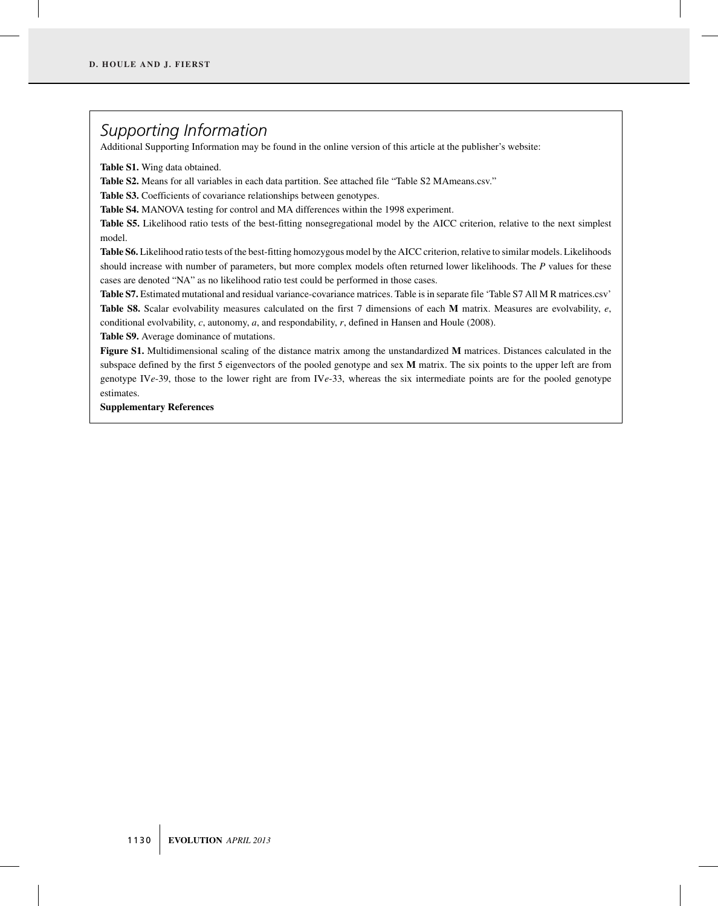## Supporting Information

Additional Supporting Information may be found in the online version of this article at the publisher's website:

**Table S1.** Wing data obtained.

**Table S2.** Means for all variables in each data partition. See attached file "Table S2 MAmeans.csv."

**Table S3.** Coefficients of covariance relationships between genotypes.

**Table S4.** MANOVA testing for control and MA differences within the 1998 experiment.

**Table S5.** Likelihood ratio tests of the best-fitting nonsegregational model by the AICC criterion, relative to the next simplest model.

**Table S6.** Likelihood ratio tests of the best-fitting homozygous model by the AICC criterion, relative to similar models. Likelihoods should increase with number of parameters, but more complex models often returned lower likelihoods. The $P$ values for these cases are denoted "NA" as no likelihood ratio test could be performed in those cases.

**Table S7.** Estimated mutational and residual variance-covariance matrices. Table is in separate file 'Table S7 All M R matrices.csv'

**Table S8.** Scalar evolvability measures calculated on the first 7 dimensions of each **M** matrix. Measures are evolvability, $e$, conditional evolvability, $c$, autonomy, $a$, and respondability, $r$, defined in Hansen and Houle (2008).

**Table S9.** Average dominance of mutations.

**Figure S1.** Multidimensional scaling of the distance matrix among the unstandardized **M** matrices. Distances calculated in the subspace defined by the first 5 eigenvectors of the pooled genotype and sex **M** matrix. The six points to the upper left are from genotype IV*e*-39, those to the lower right are from IV*e*-33, whereas the six intermediate points are for the pooled genotype estimates.

**Supplementary References**